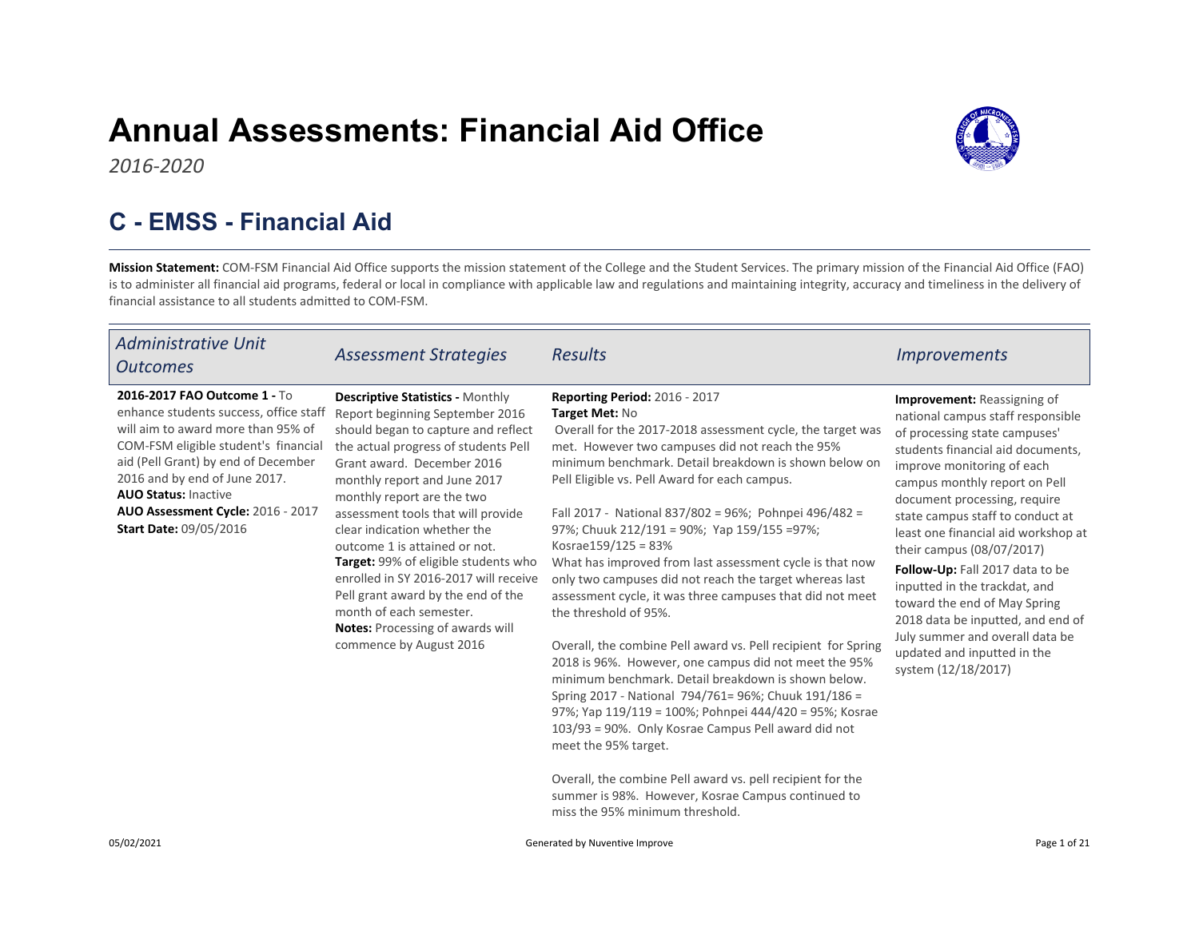# Annual Assessments: Financial Aid Office

*2016-2020*

## C - EMSS - Financial Aid

**Mission Statement:** COM-FSM Financial Aid Office supports the mission statement of the College and the Student Services. The primary mission of the Financial Aid Office (FAO) is to administer all financial aid programs, federal or local in compliance with applicable law and regulations and maintaining integrity, accuracy and timeliness in the delivery of financial assistance to all students admitted to COM-FSM.

| *Administrative Unit Outcomes* | *Assessment Strategies* | *Results* | *Improvements* |
|---|---|---|---|
| **2016-2017 FAO Outcome 1 -** To enhance students success, office staff will aim to award more than 95% of COM-FSM eligible student's financial aid (Pell Grant) by end of December 2016 and by end of June 2017.<br>**AUO Status:** Inactive<br>**AUO Assessment Cycle:** 2016 - 2017<br>**Start Date:** 09/05/2016 | **Descriptive Statistics -** Monthly Report beginning September 2016 should began to capture and reflect the actual progress of students Pell Grant award. December 2016 monthly report and June 2017 monthly report are the two assessment tools that will provide clear indication whether the outcome 1 is attained or not.<br>**Target:** 99% of eligible students who enrolled in SY 2016-2017 will receive Pell grant award by the end of the month of each semester.<br>**Notes:** Processing of awards will commence by August 2016 | **Reporting Period:** 2016 - 2017<br>**Target Met:** No<br>Overall for the 2017-2018 assessment cycle, the target was met. However two campuses did not reach the 95% minimum benchmark. Detail breakdown is shown below on Pell Eligible vs. Pell Award for each campus.<br><br>Fall 2017 - National 837/802 = 96%; Pohnpei 496/482 = 97%; Chuuk 212/191 = 90%; Yap 159/155 =97%; Kosrae159/125 = 83%<br>What has improved from last assessment cycle is that now only two campuses did not reach the target whereas last assessment cycle, it was three campuses that did not meet the threshold of 95%.<br><br>Overall, the combine Pell award vs. Pell recipient for Spring 2018 is 96%. However, one campus did not meet the 95% minimum benchmark. Detail breakdown is shown below. Spring 2017 - National 794/761= 96%; Chuuk 191/186 = 97%; Yap 119/119 = 100%; Pohnpei 444/420 = 95%; Kosrae 103/93 = 90%. Only Kosrae Campus Pell award did not meet the 95% target.<br><br>Overall, the combine Pell award vs. pell recipient for the summer is 98%. However, Kosrae Campus continued to miss the 95% minimum threshold. | **Improvement:** Reassigning of national campus staff responsible of processing state campuses' students financial aid documents, improve monitoring of each campus monthly report on Pell document processing, require state campus staff to conduct at least one financial aid workshop at their campus (08/07/2017)<br>**Follow-Up:** Fall 2017 data to be inputted in the trackdat, and toward the end of May Spring 2018 data be inputted, and end of July summer and overall data be updated and inputted in the system (12/18/2017) |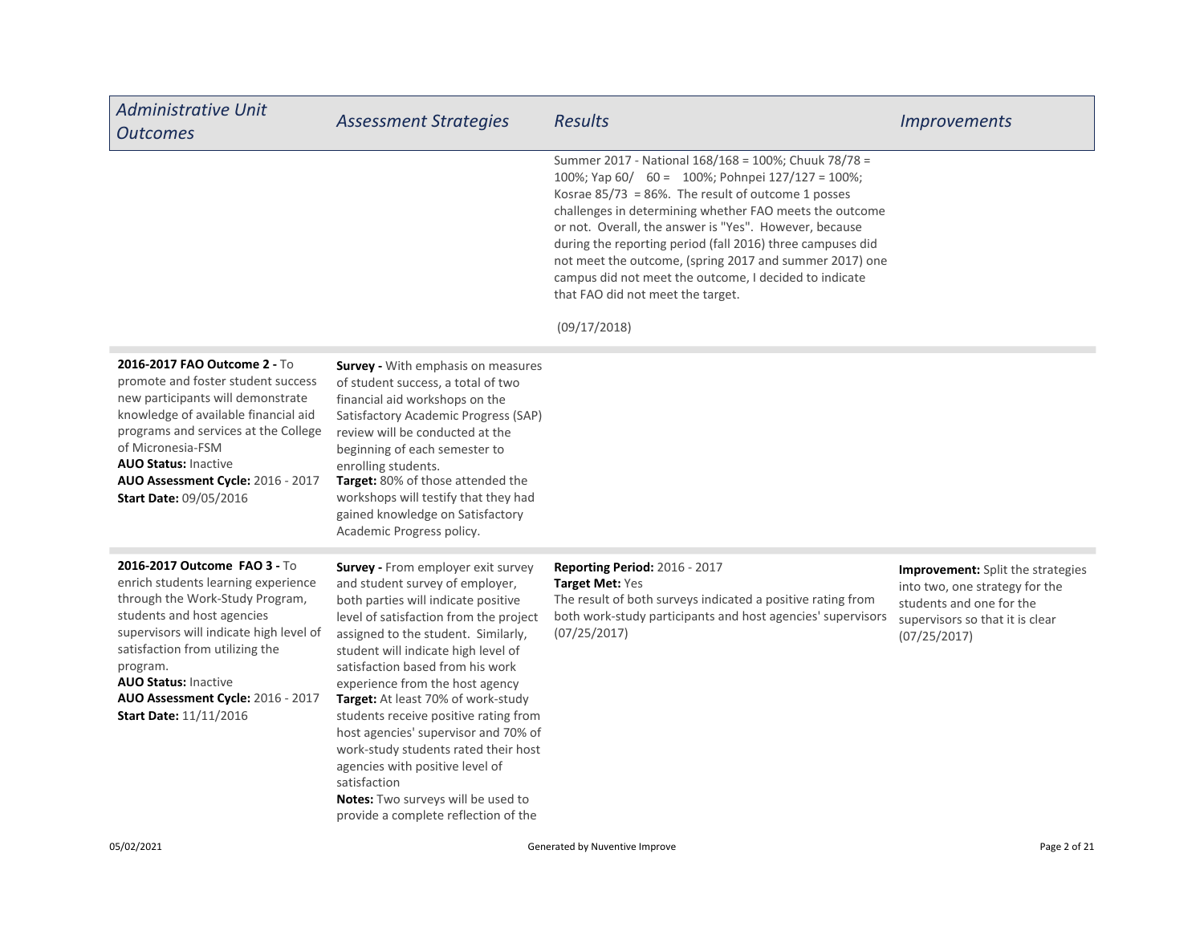| *Administrative Unit Outcomes* | *Assessment Strategies* | *Results* | *Improvements* |
|---|---|---|---|
| | | Summer 2017 - National 168/168 = 100%; Chuuk 78/78 = 100%; Yap 60/ 60 = 100%; Pohnpei 127/127 = 100%; Kosrae 85/73 = 86%. The result of outcome 1 posses challenges in determining whether FAO meets the outcome or not. Overall, the answer is "Yes". However, because during the reporting period (fall 2016) three campuses did not meet the outcome, (spring 2017 and summer 2017) one campus did not meet the outcome, I decided to indicate that FAO did not meet the target.<br><br>(09/17/2018) | |
| **2016-2017 FAO Outcome 2 -** To promote and foster student success new participants will demonstrate knowledge of available financial aid programs and services at the College of Micronesia-FSM<br>**AUO Status:** Inactive<br>**AUO Assessment Cycle:** 2016 - 2017<br>**Start Date:** 09/05/2016 | **Survey -** With emphasis on measures of student success, a total of two financial aid workshops on the Satisfactory Academic Progress (SAP) review will be conducted at the beginning of each semester to enrolling students.<br>**Target:** 80% of those attended the workshops will testify that they had gained knowledge on Satisfactory Academic Progress policy. | | |
| **2016-2017 Outcome FAO 3 -** To enrich students learning experience through the Work-Study Program, students and host agencies supervisors will indicate high level of satisfaction from utilizing the program.<br>**AUO Status:** Inactive<br>**AUO Assessment Cycle:** 2016 - 2017<br>**Start Date:** 11/11/2016 | **Survey -** From employer exit survey and student survey of employer, both parties will indicate positive level of satisfaction from the project assigned to the student. Similarly, student will indicate high level of satisfaction based from his work experience from the host agency<br>**Target:** At least 70% of work-study students receive positive rating from host agencies' supervisor and 70% of work-study students rated their host agencies with positive level of satisfaction<br>**Notes:** Two surveys will be used to provide a complete reflection of the | **Reporting Period:** 2016 - 2017<br>**Target Met:** Yes<br>The result of both surveys indicated a positive rating from both work-study participants and host agencies' supervisors (07/25/2017) | **Improvement:** Split the strategies into two, one strategy for the students and one for the supervisors so that it is clear (07/25/2017) |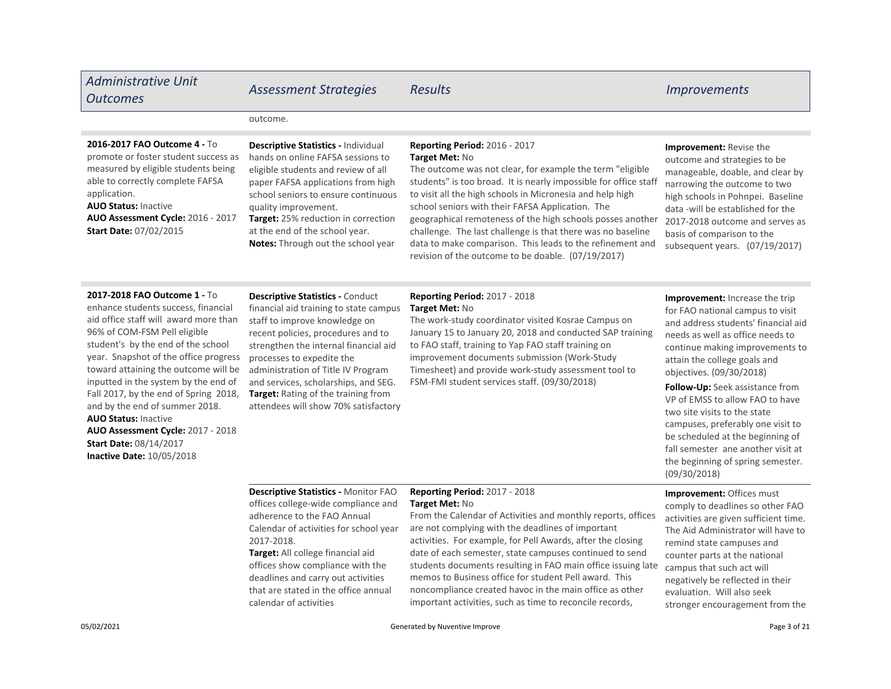| Administrative Unit Outcomes | Assessment Strategies | Results | Improvements |
| --- | --- | --- | --- |
| | outcome. | | |
| **2016-2017 FAO Outcome 4 -** To promote or foster student success as measured by eligible students being able to correctly complete FAFSA application.<br>**AUO Status:** Inactive<br>**AUO Assessment Cycle:** 2016 - 2017<br>**Start Date:** 07/02/2015 | **Descriptive Statistics -** Individual hands on online FAFSA sessions to eligible students and review of all paper FAFSA applications from high school seniors to ensure continuous quality improvement.<br>**Target:** 25% reduction in correction at the end of the school year.<br>**Notes:** Through out the school year | **Reporting Period:** 2016 - 2017<br>**Target Met:** No<br>The outcome was not clear, for example the term "eligible students" is too broad. It is nearly impossible for office staff to visit all the high schools in Micronesia and help high school seniors with their FAFSA Application. The geographical remoteness of the high schools posses another challenge. The last challenge is that there was no baseline data to make comparison. This leads to the refinement and revision of the outcome to be doable. (07/19/2017) | **Improvement:** Revise the outcome and strategies to be manageable, doable, and clear by narrowing the outcome to two high schools in Pohnpei. Baseline data -will be established for the 2017-2018 outcome and serves as basis of comparison to the subsequent years. (07/19/2017) |
| **2017-2018 FAO Outcome 1 -** To enhance students success, financial aid office staff will award more than 96% of COM-FSM Pell eligible student's by the end of the school year. Snapshot of the office progress toward attaining the outcome will be inputted in the system by the end of Fall 2017, by the end of Spring 2018, and by the end of summer 2018.<br>**AUO Status:** Inactive<br>**AUO Assessment Cycle:** 2017 - 2018<br>**Start Date:** 08/14/2017<br>**Inactive Date:** 10/05/2018 | **Descriptive Statistics -** Conduct financial aid training to state campus staff to improve knowledge on recent policies, procedures and to strengthen the internal financial aid processes to expedite the administration of Title IV Program and services, scholarships, and SEG.<br>**Target:** Rating of the training from attendees will show 70% satisfactory | **Reporting Period:** 2017 - 2018<br>**Target Met:** No<br>The work-study coordinator visited Kosrae Campus on January 15 to January 20, 2018 and conducted SAP training to FAO staff, training to Yap FAO staff training on improvement documents submission (Work-Study Timesheet) and provide work-study assessment tool to FSM-FMI student services staff. (09/30/2018) | **Improvement:** Increase the trip for FAO national campus to visit and address students' financial aid needs as well as office needs to continue making improvements to attain the college goals and objectives. (09/30/2018)<br>**Follow-Up:** Seek assistance from VP of EMSS to allow FAO to have two site visits to the state campuses, preferably one visit to be scheduled at the beginning of fall semester ane another visit at the beginning of spring semester. (09/30/2018) |
| | **Descriptive Statistics -** Monitor FAO offices college-wide compliance and adherence to the FAO Annual Calendar of activities for school year 2017-2018.<br>**Target:** All college financial aid offices show compliance with the deadlines and carry out activities that are stated in the office annual calendar of activities | **Reporting Period:** 2017 - 2018<br>**Target Met:** No<br>From the Calendar of Activities and monthly reports, offices are not complying with the deadlines of important activities. For example, for Pell Awards, after the closing date of each semester, state campuses continued to send students documents resulting in FAO main office issuing late memos to Business office for student Pell award. This noncompliance created havoc in the main office as other important activities, such as time to reconcile records, | **Improvement:** Offices must comply to deadlines so other FAO activities are given sufficient time. The Aid Administrator will have to remind state campuses and counter parts at the national campus that such act will negatively be reflected in their evaluation. Will also seek stronger encouragement from the |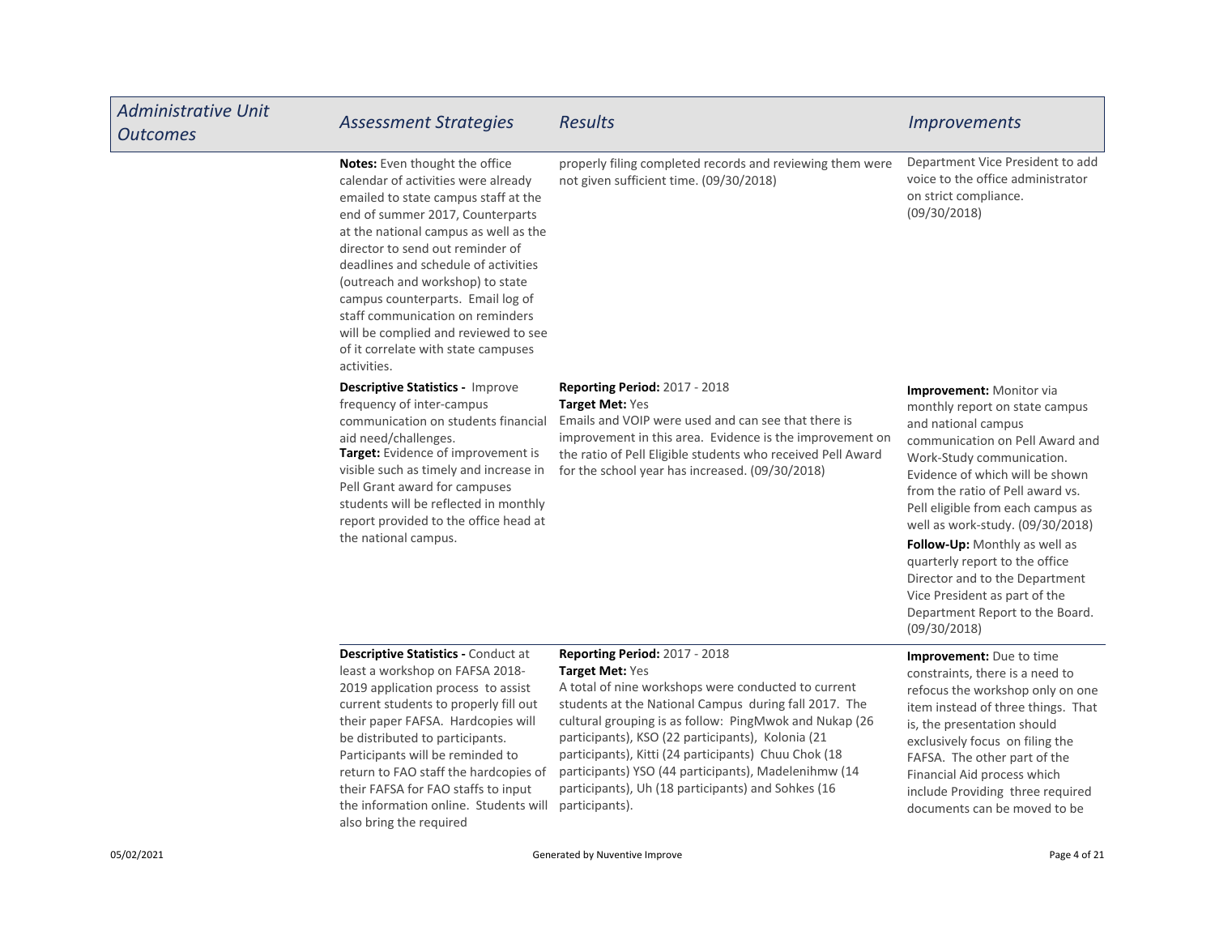| Administrative Unit Outcomes | Assessment Strategies | Results | Improvements |
| --- | --- | --- | --- |
| | **Notes:** Even thought the office calendar of activities were already emailed to state campus staff at the end of summer 2017, Counterparts at the national campus as well as the director to send out reminder of deadlines and schedule of activities (outreach and workshop) to state campus counterparts. Email log of staff communication on reminders will be complied and reviewed to see of it correlate with state campuses activities. | properly filing completed records and reviewing them were not given sufficient time. (09/30/2018) | Department Vice President to add voice to the office administrator on strict compliance. (09/30/2018) |
| | **Descriptive Statistics -** Improve frequency of inter-campus communication on students financial aid need/challenges.<br>**Target:** Evidence of improvement is visible such as timely and increase in Pell Grant award for campuses students will be reflected in monthly report provided to the office head at the national campus. | **Reporting Period:** 2017 - 2018<br>**Target Met:** Yes<br>Emails and VOIP were used and can see that there is improvement in this area. Evidence is the improvement on the ratio of Pell Eligible students who received Pell Award for the school year has increased. (09/30/2018) | **Improvement:** Monitor via monthly report on state campus and national campus communication on Pell Award and Work-Study communication. Evidence of which will be shown from the ratio of Pell award vs. Pell eligible from each campus as well as work-study. (09/30/2018)<br>**Follow-Up:** Monthly as well as quarterly report to the office Director and to the Department Vice President as part of the Department Report to the Board. (09/30/2018) |
| | **Descriptive Statistics -** Conduct at least a workshop on FAFSA 2018-2019 application process to assist current students to properly fill out their paper FAFSA. Hardcopies will be distributed to participants. Participants will be reminded to return to FAO staff the hardcopies of their FAFSA for FAO staffs to input the information online. Students will also bring the required | **Reporting Period:** 2017 - 2018<br>**Target Met:** Yes<br>A total of nine workshops were conducted to current students at the National Campus during fall 2017. The cultural grouping is as follow: PingMwok and Nukap (26 participants), KSO (22 participants), Kolonia (21 participants), Kitti (24 participants) Chuu Chok (18 participants) YSO (44 participants), Madelenihmw (14 participants), Uh (18 participants) and Sohkes (16 participants). | **Improvement:** Due to time constraints, there is a need to refocus the workshop only on one item instead of three things. That is, the presentation should exclusively focus on filing the FAFSA. The other part of the Financial Aid process which include Providing three required documents can be moved to be |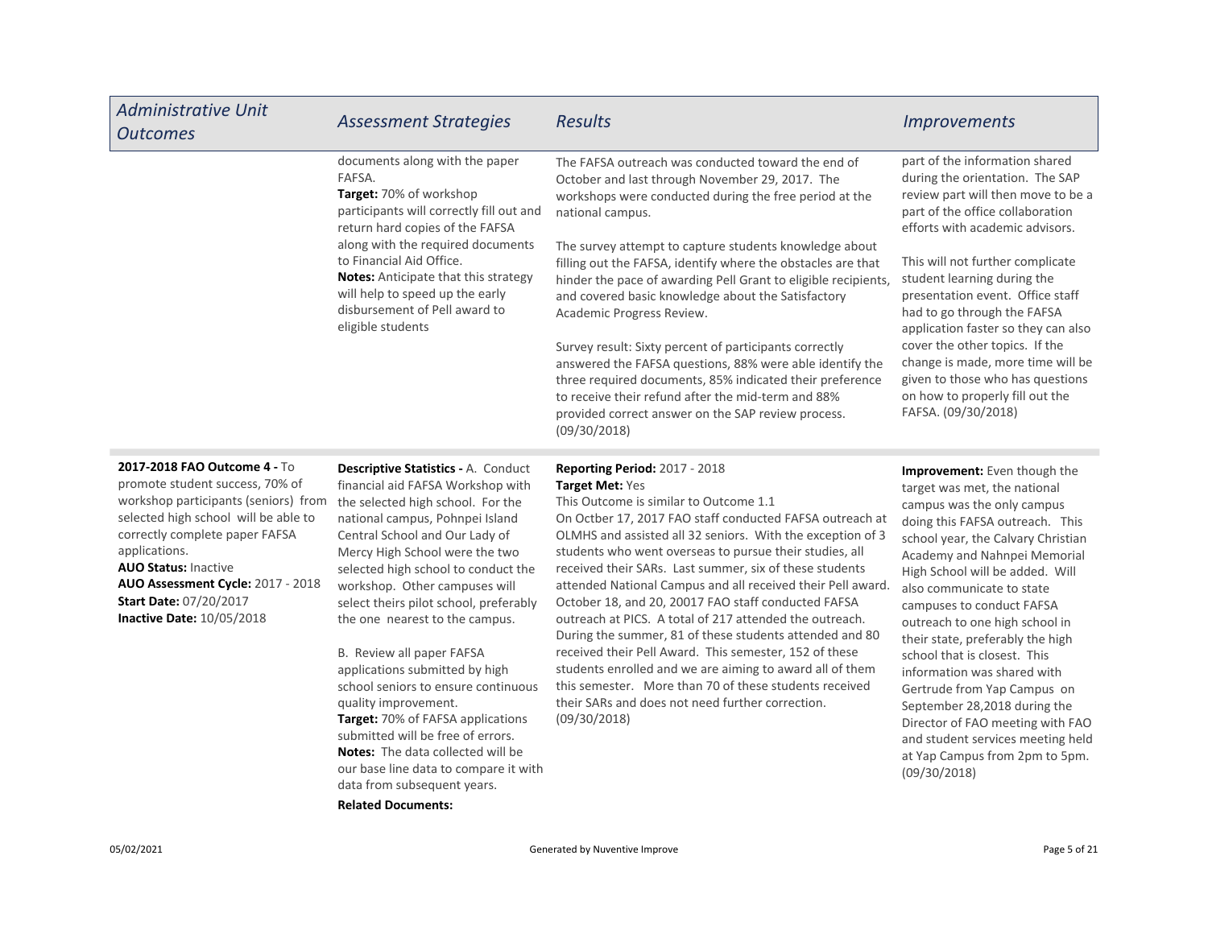| Administrative Unit Outcomes | Assessment Strategies | Results | Improvements |
|---|---|---|---|
| | documents along with the paper FAFSA.<br>**Target:** 70% of workshop participants will correctly fill out and return hard copies of the FAFSA along with the required documents to Financial Aid Office.<br>**Notes:** Anticipate that this strategy will help to speed up the early disbursement of Pell award to eligible students | The FAFSA outreach was conducted toward the end of October and last through November 29, 2017. The workshops were conducted during the free period at the national campus.<br><br>The survey attempt to capture students knowledge about filling out the FAFSA, identify where the obstacles are that hinder the pace of awarding Pell Grant to eligible recipients, and covered basic knowledge about the Satisfactory Academic Progress Review.<br><br>Survey result: Sixty percent of participants correctly answered the FAFSA questions, 88% were able identify the three required documents, 85% indicated their preference to receive their refund after the mid-term and 88% provided correct answer on the SAP review process. (09/30/2018) | part of the information shared during the orientation. The SAP review part will then move to be a part of the office collaboration efforts with academic advisors.<br><br>This will not further complicate student learning during the presentation event. Office staff had to go through the FAFSA application faster so they can also cover the other topics. If the change is made, more time will be given to those who has questions on how to properly fill out the FAFSA. (09/30/2018) |
| **2017-2018 FAO Outcome 4 -** To promote student success, 70% of workshop participants (seniors) from selected high school will be able to correctly complete paper FAFSA applications.<br>**AUO Status:** Inactive<br>**AUO Assessment Cycle:** 2017 - 2018<br>**Start Date:** 07/20/2017<br>**Inactive Date:** 10/05/2018 | **Descriptive Statistics -** A. Conduct financial aid FAFSA Workshop with the selected high school. For the national campus, Pohnpei Island Central School and Our Lady of Mercy High School were the two selected high school to conduct the workshop. Other campuses will select theirs pilot school, preferably the one nearest to the campus.<br><br>B. Review all paper FAFSA applications submitted by high school seniors to ensure continuous quality improvement.<br>**Target:** 70% of FAFSA applications submitted will be free of errors.<br>**Notes:** The data collected will be our base line data to compare it with data from subsequent years.<br>**Related Documents:** | **Reporting Period:** 2017 - 2018<br>**Target Met:** Yes<br>This Outcome is similar to Outcome 1.1<br>On Octber 17, 2017 FAO staff conducted FAFSA outreach at OLMHS and assisted all 32 seniors. With the exception of 3 students who went overseas to pursue their studies, all received their SARs. Last summer, six of these students attended National Campus and all received their Pell award. October 18, and 20, 20017 FAO staff conducted FAFSA outreach at PICS. A total of 217 attended the outreach. During the summer, 81 of these students attended and 80 received their Pell Award. This semester, 152 of these students enrolled and we are aiming to award all of them this semester. More than 70 of these students received their SARs and does not need further correction. (09/30/2018) | **Improvement:** Even though the target was met, the national campus was the only campus doing this FAFSA outreach. This school year, the Calvary Christian Academy and Nahnpei Memorial High School will be added. Will also communicate to state campuses to conduct FAFSA outreach to one high school in their state, preferably the high school that is closest. This information was shared with Gertrude from Yap Campus on September 28,2018 during the Director of FAO meeting with FAO and student services meeting held at Yap Campus from 2pm to 5pm. (09/30/2018) |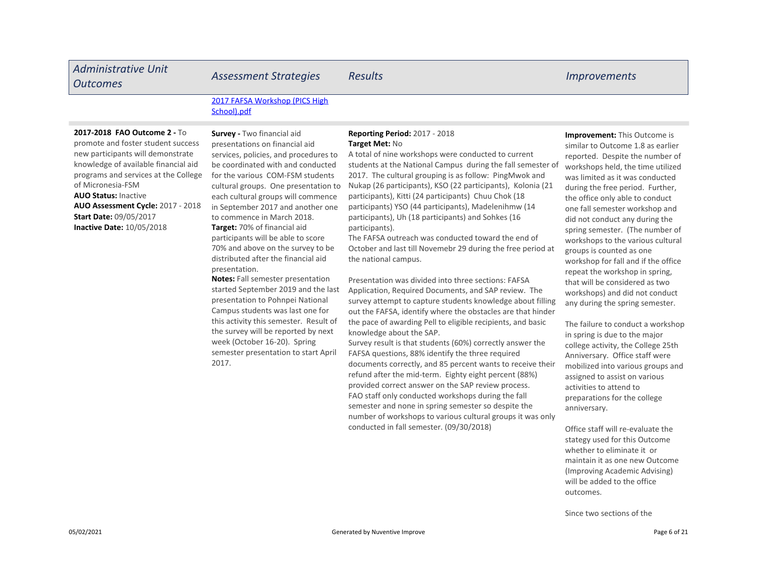| Administrative Unit Outcomes | Assessment Strategies | Results | Improvements |
|---|---|---|---|
| | 2017 FAFSA Workshop (PICS High School).pdf | | |
| **2017-2018 FAO Outcome 2 -** To promote and foster student success new participants will demonstrate knowledge of available financial aid programs and services at the College of Micronesia-FSM<br>**AUO Status:** Inactive<br>**AUO Assessment Cycle:** 2017 - 2018<br>**Start Date:** 09/05/2017<br>**Inactive Date:** 10/05/2018 | **Survey -** Two financial aid presentations on financial aid services, policies, and procedures to be coordinated with and conducted for the various COM-FSM students cultural groups. One presentation to each cultural groups will commence in September 2017 and another one to commence in March 2018.<br>**Target:** 70% of financial aid participants will be able to score 70% and above on the survey to be distributed after the financial aid presentation.<br>**Notes:** Fall semester presentation started September 2019 and the last presentation to Pohnpei National Campus students was last one for this activity this semester. Result of the survey will be reported by next week (October 16-20). Spring semester presentation to start April 2017. | **Reporting Period:** 2017 - 2018<br>**Target Met:** No<br>A total of nine workshops were conducted to current students at the National Campus during the fall semester of 2017. The cultural grouping is as follow: PingMwok and Nukap (26 participants), KSO (22 participants), Kolonia (21 participants), Kitti (24 participants) Chuu Chok (18 participants) YSO (44 participants), Madelenihmw (14 participants), Uh (18 participants) and Sohkes (16 participants).<br>The FAFSA outreach was conducted toward the end of October and last till Novemebr 29 during the free period at the national campus.<br><br>Presentation was divided into three sections: FAFSA Application, Required Documents, and SAP review. The survey attempt to capture students knowledge about filling out the FAFSA, identify where the obstacles are that hinder the pace of awarding Pell to eligible recipients, and basic knowledge about the SAP.<br>Survey result is that students (60%) correctly answer the FAFSA questions, 88% identify the three required documents correctly, and 85 percent wants to receive their refund after the mid-term. Eighty eight percent (88%) provided correct answer on the SAP review process.<br>FAO staff only conducted workshops during the fall semester and none in spring semester so despite the number of workshops to various cultural groups it was only conducted in fall semester. (09/30/2018) | **Improvement:** This Outcome is similar to Outcome 1.8 as earlier reported. Despite the number of workshops held, the time utilized was limited as it was conducted during the free period. Further, the office only able to conduct one fall semester workshop and did not conduct any during the spring semester. (The number of workshops to the various cultural groups is counted as one workshop for fall and if the office repeat the workshop in spring, that will be considered as two workshops) and did not conduct any during the spring semester.<br><br>The failure to conduct a workshop in spring is due to the major college activity, the College 25th Anniversary. Office staff were mobilized into various groups and assigned to assist on various activities to attend to preparations for the college anniversary.<br><br>Office staff will re-evaluate the stategy used for this Outcome whether to eliminate it or maintain it as one new Outcome (Improving Academic Advising) will be added to the office outcomes.<br><br>Since two sections of the |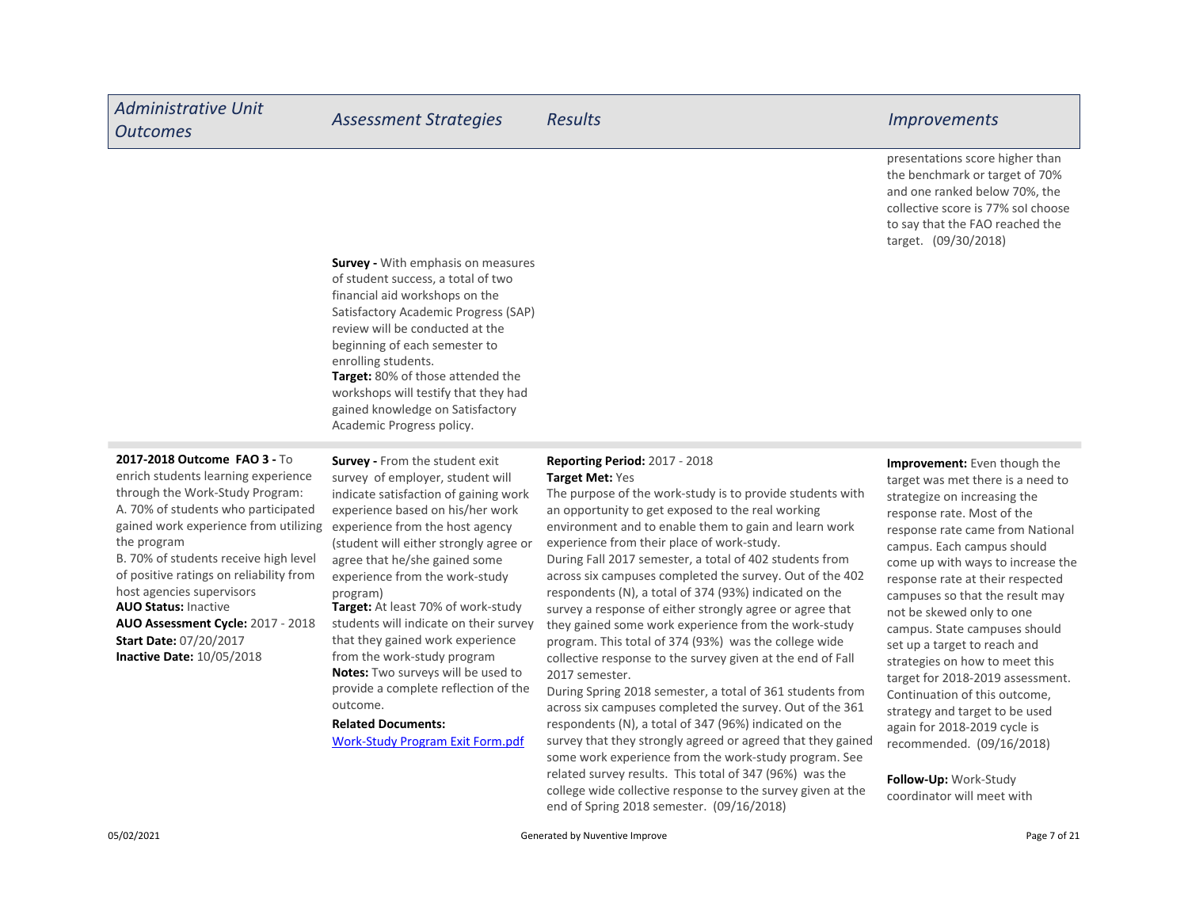| Administrative Unit Outcomes | Assessment Strategies | Results | Improvements |
|---|---|---|---|
| | | | presentations score higher than the benchmark or target of 70% and one ranked below 70%, the collective score is 77% sol choose to say that the FAO reached the target. (09/30/2018) |
| | **Survey -** With emphasis on measures of student success, a total of two financial aid workshops on the Satisfactory Academic Progress (SAP) review will be conducted at the beginning of each semester to enrolling students.<br>**Target:** 80% of those attended the workshops will testify that they had gained knowledge on Satisfactory Academic Progress policy. | | |
| **2017-2018 Outcome FAO 3 -** To enrich students learning experience through the Work-Study Program:<br>A. 70% of students who participated gained work experience from utilizing the program<br>B. 70% of students receive high level of positive ratings on reliability from host agencies supervisors<br>**AUO Status:** Inactive<br>**AUO Assessment Cycle:** 2017 - 2018<br>**Start Date:** 07/20/2017<br>**Inactive Date:** 10/05/2018 | **Survey -** From the student exit survey of employer, student will indicate satisfaction of gaining work experience based on his/her work experience from the host agency (student will either strongly agree or agree that he/she gained some experience from the work-study program)<br>**Target:** At least 70% of work-study students will indicate on their survey that they gained work experience from the work-study program<br>**Notes:** Two surveys will be used to provide a complete reflection of the outcome.<br>**Related Documents:**<br>Work-Study Program Exit Form.pdf | **Reporting Period:** 2017 - 2018<br>**Target Met:** Yes<br>The purpose of the work-study is to provide students with an opportunity to get exposed to the real working environment and to enable them to gain and learn work experience from their place of work-study.<br>During Fall 2017 semester, a total of 402 students from across six campuses completed the survey. Out of the 402 respondents (N), a total of 374 (93%) indicated on the survey a response of either strongly agree or agree that they gained some work experience from the work-study program. This total of 374 (93%) was the college wide collective response to the survey given at the end of Fall 2017 semester.<br>During Spring 2018 semester, a total of 361 students from across six campuses completed the survey. Out of the 361 respondents (N), a total of 347 (96%) indicated on the survey that they strongly agreed or agreed that they gained some work experience from the work-study program. See related survey results. This total of 347 (96%) was the college wide collective response to the survey given at the end of Spring 2018 semester. (09/16/2018) | **Improvement:** Even though the target was met there is a need to strategize on increasing the response rate. Most of the response rate came from National campus. Each campus should come up with ways to increase the response rate at their respected campuses so that the result may not be skewed only to one campus. State campuses should set up a target to reach and strategies on how to meet this target for 2018-2019 assessment. Continuation of this outcome, strategy and target to be used again for 2018-2019 cycle is recommended. (09/16/2018)<br><br>**Follow-Up:** Work-Study coordinator will meet with |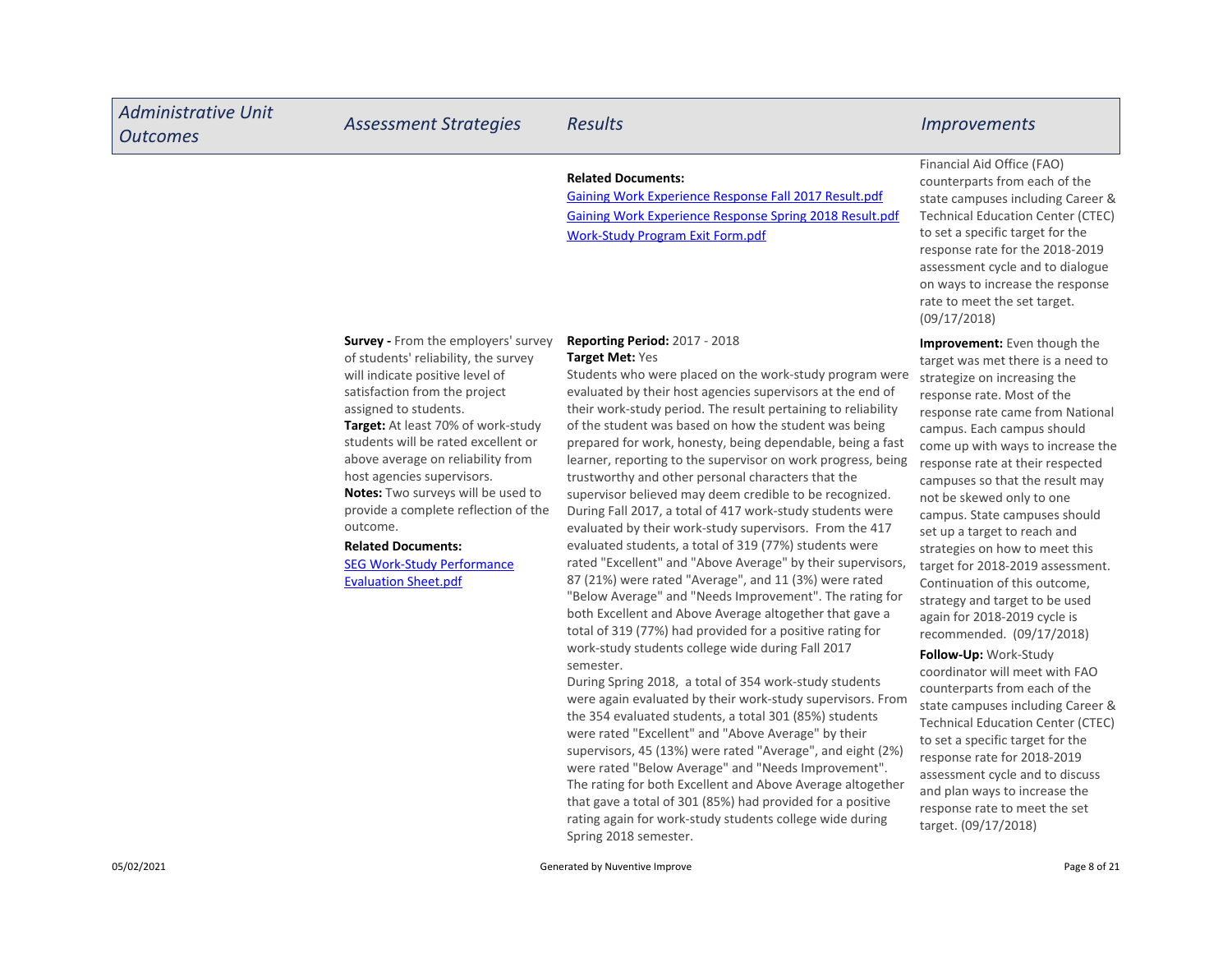| Administrative Unit Outcomes | Assessment Strategies | Results | Improvements |
|---|---|---|---|
| | | **Related Documents:**<br>Gaining Work Experience Response Fall 2017 Result.pdf<br>Gaining Work Experience Response Spring 2018 Result.pdf<br>Work-Study Program Exit Form.pdf | Financial Aid Office (FAO) counterparts from each of the state campuses including Career & Technical Education Center (CTEC) to set a specific target for the response rate for the 2018-2019 assessment cycle and to dialogue on ways to increase the response rate to meet the set target. (09/17/2018) |
| | **Survey -** From the employers' survey of students' reliability, the survey will indicate positive level of satisfaction from the project assigned to students.<br>**Target:** At least 70% of work-study students will be rated excellent or above average on reliability from host agencies supervisors.<br>**Notes:** Two surveys will be used to provide a complete reflection of the outcome.<br>**Related Documents:**<br>SEG Work-Study Performance Evaluation Sheet.pdf | **Reporting Period:** 2017 - 2018<br>**Target Met:** Yes<br>Students who were placed on the work-study program were evaluated by their host agencies supervisors at the end of their work-study period. The result pertaining to reliability of the student was based on how the student was being prepared for work, honesty, being dependable, being a fast learner, reporting to the supervisor on work progress, being trustworthy and other personal characters that the supervisor believed may deem credible to be recognized. During Fall 2017, a total of 417 work-study students were evaluated by their work-study supervisors. From the 417 evaluated students, a total of 319 (77%) students were rated "Excellent" and "Above Average" by their supervisors, 87 (21%) were rated "Average", and 11 (3%) were rated "Below Average" and "Needs Improvement". The rating for both Excellent and Above Average altogether that gave a total of 319 (77%) had provided for a positive rating for work-study students college wide during Fall 2017 semester.<br>During Spring 2018, a total of 354 work-study students were again evaluated by their work-study supervisors. From the 354 evaluated students, a total 301 (85%) students were rated "Excellent" and "Above Average" by their supervisors, 45 (13%) were rated "Average", and eight (2%) were rated "Below Average" and "Needs Improvement". The rating for both Excellent and Above Average altogether that gave a total of 301 (85%) had provided for a positive rating again for work-study students college wide during Spring 2018 semester. | **Improvement:** Even though the target was met there is a need to strategize on increasing the response rate. Most of the response rate came from National campus. Each campus should come up with ways to increase the response rate at their respected campuses so that the result may not be skewed only to one campus. State campuses should set up a target to reach and strategies on how to meet this target for 2018-2019 assessment. Continuation of this outcome, strategy and target to be used again for 2018-2019 cycle is recommended. (09/17/2018)<br>**Follow-Up:** Work-Study coordinator will meet with FAO counterparts from each of the state campuses including Career & Technical Education Center (CTEC) to set a specific target for the response rate for 2018-2019 assessment cycle and to discuss and plan ways to increase the response rate to meet the set target. (09/17/2018) |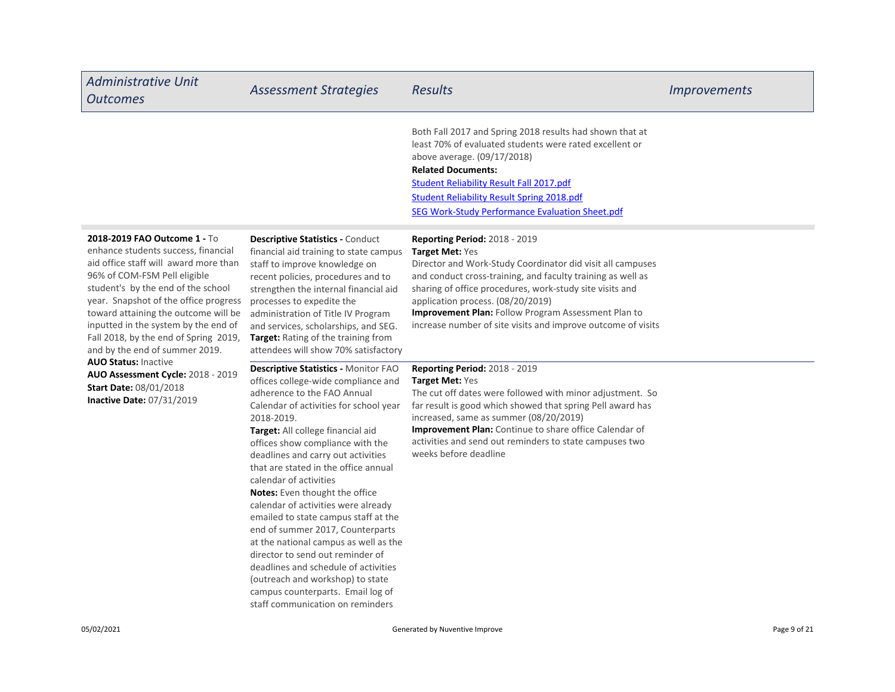| *Administrative Unit Outcomes* | *Assessment Strategies* | *Results* | *Improvements* |
|---|---|---|---|
| | | Both Fall 2017 and Spring 2018 results had shown that at least 70% of evaluated students were rated excellent or above average. (09/17/2018)<br>**Related Documents:**<br>Student Reliability Result Fall 2017.pdf<br>Student Reliability Result Spring 2018.pdf<br>SEG Work-Study Performance Evaluation Sheet.pdf | |
| **2018-2019 FAO Outcome 1 -** To enhance students success, financial aid office staff will award more than 96% of COM-FSM Pell eligible student's by the end of the school year. Snapshot of the office progress toward attaining the outcome will be inputted in the system by the end of Fall 2018, by the end of Spring 2019, and by the end of summer 2019.<br>**AUO Status:** Inactive<br>**AUO Assessment Cycle:** 2018 - 2019<br>**Start Date:** 08/01/2018<br>**Inactive Date:** 07/31/2019 | **Descriptive Statistics -** Conduct financial aid training to state campus staff to improve knowledge on recent policies, procedures and to strengthen the internal financial aid processes to expedite the administration of Title IV Program and services, scholarships, and SEG.<br>**Target:** Rating of the training from attendees will show 70% satisfactory | **Reporting Period:** 2018 - 2019<br>**Target Met:** Yes<br>Director and Work-Study Coordinator did visit all campuses and conduct cross-training, and faculty training as well as sharing of office procedures, work-study site visits and application process. (08/20/2019)<br>**Improvement Plan:** Follow Program Assessment Plan to increase number of site visits and improve outcome of visits | |
| | **Descriptive Statistics -** Monitor FAO offices college-wide compliance and adherence to the FAO Annual Calendar of activities for school year 2018-2019.<br>**Target:** All college financial aid offices show compliance with the deadlines and carry out activities that are stated in the office annual calendar of activities<br>**Notes:** Even thought the office calendar of activities were already emailed to state campus staff at the end of summer 2017, Counterparts at the national campus as well as the director to send out reminder of deadlines and schedule of activities (outreach and workshop) to state campus counterparts. Email log of staff communication on reminders | **Reporting Period:** 2018 - 2019<br>**Target Met:** Yes<br>The cut off dates were followed with minor adjustment. So far result is good which showed that spring Pell award has increased, same as summer (08/20/2019)<br>**Improvement Plan:** Continue to share office Calendar of activities and send out reminders to state campuses two weeks before deadline | |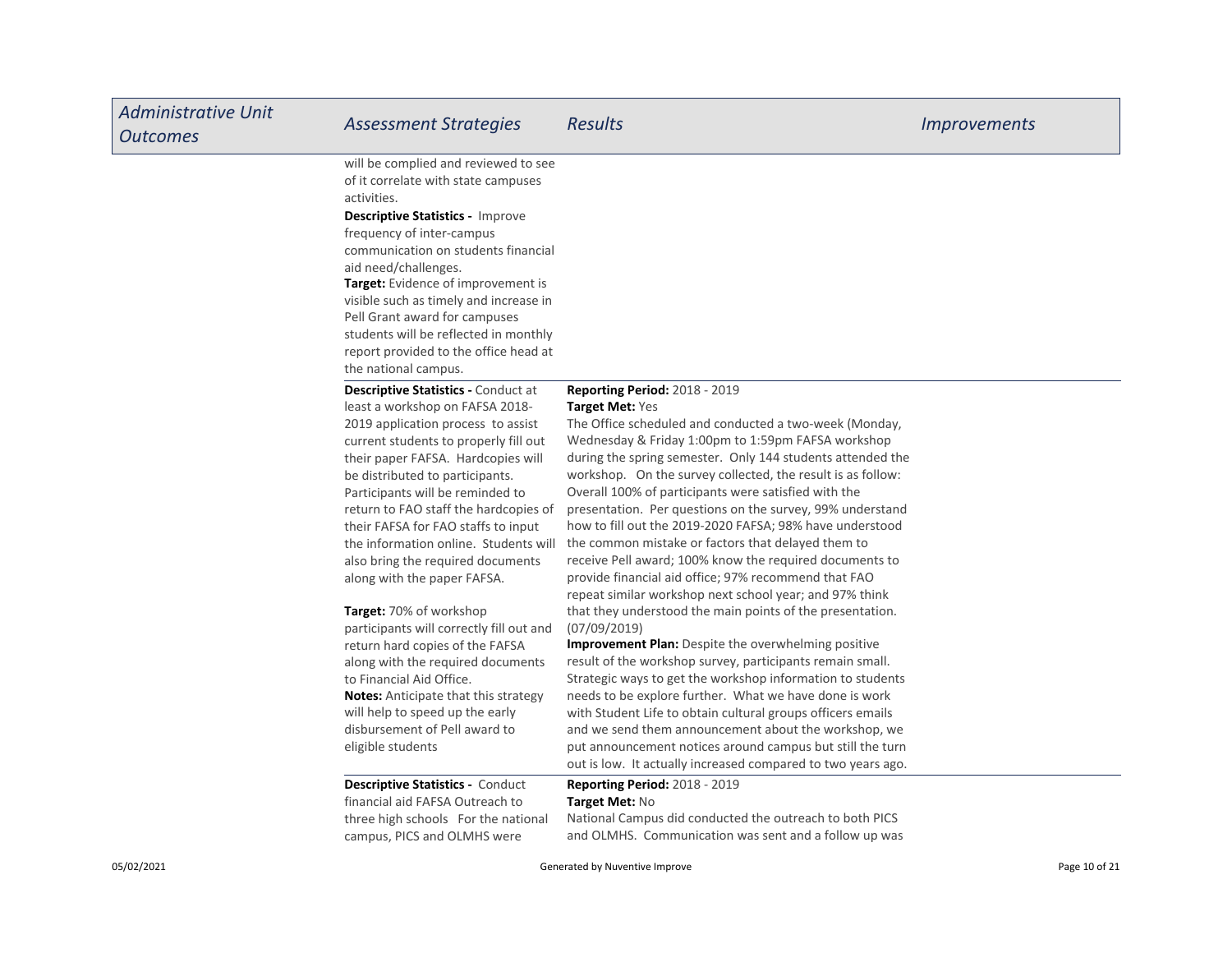| Administrative Unit Outcomes | Assessment Strategies | Results | Improvements |
|---|---|---|---|
| | will be complied and reviewed to see of it correlate with state campuses activities.<br>**Descriptive Statistics -** Improve frequency of inter-campus communication on students financial aid need/challenges.<br>**Target:** Evidence of improvement is visible such as timely and increase in Pell Grant award for campuses students will be reflected in monthly report provided to the office head at the national campus. | | |
| | **Descriptive Statistics -** Conduct at least a workshop on FAFSA 2018-2019 application process to assist current students to properly fill out their paper FAFSA. Hardcopies will be distributed to participants. Participants will be reminded to return to FAO staff the hardcopies of their FAFSA for FAO staffs to input the information online. Students will also bring the required documents along with the paper FAFSA.<br><br>**Target:** 70% of workshop participants will correctly fill out and return hard copies of the FAFSA along with the required documents to Financial Aid Office.<br>**Notes:** Anticipate that this strategy will help to speed up the early disbursement of Pell award to eligible students | **Reporting Period:** 2018 - 2019<br>**Target Met:** Yes<br>The Office scheduled and conducted a two-week (Monday, Wednesday & Friday 1:00pm to 1:59pm FAFSA workshop during the spring semester. Only 144 students attended the workshop. On the survey collected, the result is as follow: Overall 100% of participants were satisfied with the presentation. Per questions on the survey, 99% understand how to fill out the 2019-2020 FAFSA; 98% have understood the common mistake or factors that delayed them to receive Pell award; 100% know the required documents to provide financial aid office; 97% recommend that FAO repeat similar workshop next school year; and 97% think that they understood the main points of the presentation. (07/09/2019)<br>**Improvement Plan:** Despite the overwhelming positive result of the workshop survey, participants remain small. Strategic ways to get the workshop information to students needs to be explore further. What we have done is work with Student Life to obtain cultural groups officers emails and we send them announcement about the workshop, we put announcement notices around campus but still the turn out is low. It actually increased compared to two years ago. | |
| | **Descriptive Statistics -** Conduct financial aid FAFSA Outreach to three high schools For the national campus, PICS and OLMHS were | **Reporting Period:** 2018 - 2019<br>**Target Met:** No<br>National Campus did conducted the outreach to both PICS and OLMHS. Communication was sent and a follow up was | |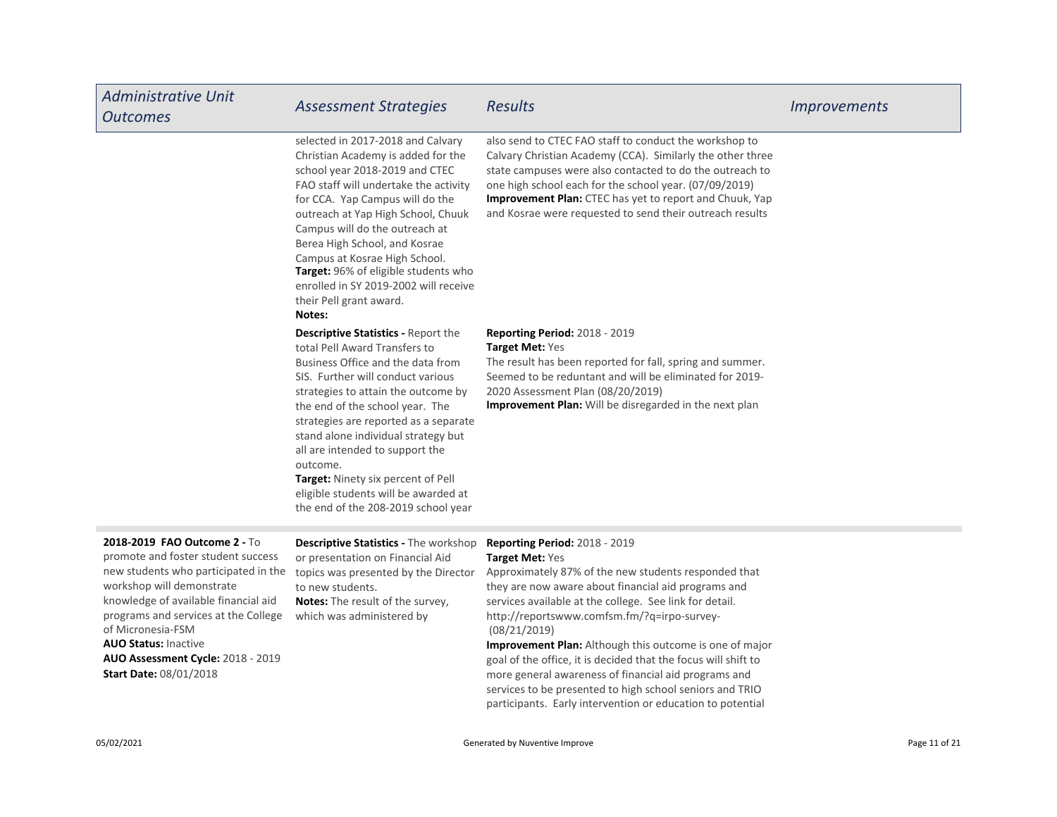| Administrative Unit Outcomes | Assessment Strategies | Results | Improvements |
|---|---|---|---|
| | selected in 2017-2018 and Calvary Christian Academy is added for the school year 2018-2019 and CTEC FAO staff will undertake the activity for CCA. Yap Campus will do the outreach at Yap High School, Chuuk Campus will do the outreach at Berea High School, and Kosrae Campus at Kosrae High School.<br>**Target:** 96% of eligible students who enrolled in SY 2019-2002 will receive their Pell grant award.<br>**Notes:** | also send to CTEC FAO staff to conduct the workshop to Calvary Christian Academy (CCA). Similarly the other three state campuses were also contacted to do the outreach to one high school each for the school year. (07/09/2019)<br>**Improvement Plan:** CTEC has yet to report and Chuuk, Yap and Kosrae were requested to send their outreach results | |
| | **Descriptive Statistics -** Report the total Pell Award Transfers to Business Office and the data from SIS. Further will conduct various strategies to attain the outcome by the end of the school year. The strategies are reported as a separate stand alone individual strategy but all are intended to support the outcome.<br>**Target:** Ninety six percent of Pell eligible students will be awarded at the end of the 208-2019 school year | **Reporting Period:** 2018 - 2019<br>**Target Met:** Yes<br>The result has been reported for fall, spring and summer. Seemed to be reduntant and will be eliminated for 2019-2020 Assessment Plan (08/20/2019)<br>**Improvement Plan:** Will be disregarded in the next plan | |
| **2018-2019 FAO Outcome 2 -** To promote and foster student success new students who participated in the workshop will demonstrate knowledge of available financial aid programs and services at the College of Micronesia-FSM<br>**AUO Status:** Inactive<br>**AUO Assessment Cycle:** 2018 - 2019<br>**Start Date:** 08/01/2018 | **Descriptive Statistics -** The workshop or presentation on Financial Aid topics was presented by the Director to new students.<br>**Notes:** The result of the survey, which was administered by | **Reporting Period:** 2018 - 2019<br>**Target Met:** Yes<br>Approximately 87% of the new students responded that they are now aware about financial aid programs and services available at the college. See link for detail. http://reportswww.comfsm.fm/?q=irpo-survey- (08/21/2019)<br>**Improvement Plan:** Although this outcome is one of major goal of the office, it is decided that the focus will shift to more general awareness of financial aid programs and services to be presented to high school seniors and TRIO participants. Early intervention or education to potential | |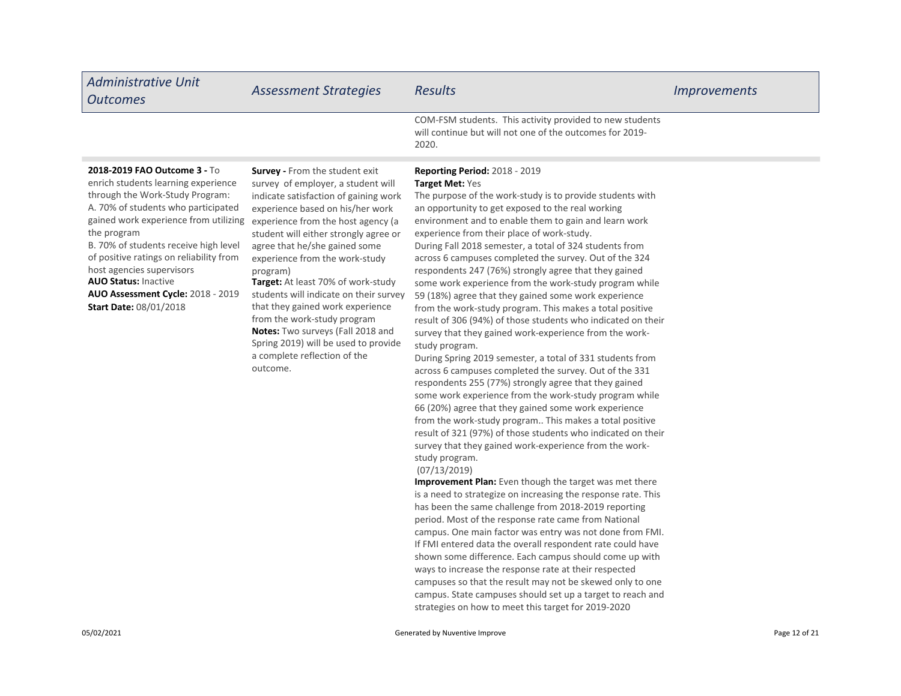| Administrative Unit Outcomes | Assessment Strategies | Results | Improvements |
|---|---|---|---|
| | | COM-FSM students. This activity provided to new students will continue but will not one of the outcomes for 2019-2020. | |
| **2018-2019 FAO Outcome 3 -** To enrich students learning experience through the Work-Study Program:<br>A. 70% of students who participated gained work experience from utilizing the program<br>B. 70% of students receive high level of positive ratings on reliability from host agencies supervisors<br>**AUO Status:** Inactive<br>**AUO Assessment Cycle:** 2018 - 2019<br>**Start Date:** 08/01/2018 | **Survey -** From the student exit survey of employer, a student will indicate satisfaction of gaining work experience based on his/her work experience from the host agency (a student will either strongly agree or agree that he/she gained some experience from the work-study program)<br>**Target:** At least 70% of work-study students will indicate on their survey that they gained work experience from the work-study program<br>**Notes:** Two surveys (Fall 2018 and Spring 2019) will be used to provide a complete reflection of the outcome. | **Reporting Period:** 2018 - 2019<br>**Target Met:** Yes<br>The purpose of the work-study is to provide students with an opportunity to get exposed to the real working environment and to enable them to gain and learn work experience from their place of work-study.<br>During Fall 2018 semester, a total of 324 students from across 6 campuses completed the survey. Out of the 324 respondents 247 (76%) strongly agree that they gained some work experience from the work-study program while 59 (18%) agree that they gained some work experience from the work-study program. This makes a total positive result of 306 (94%) of those students who indicated on their survey that they gained work-experience from the work-study program.<br>During Spring 2019 semester, a total of 331 students from across 6 campuses completed the survey. Out of the 331 respondents 255 (77%) strongly agree that they gained some work experience from the work-study program while 66 (20%) agree that they gained some work experience from the work-study program.. This makes a total positive result of 321 (97%) of those students who indicated on their survey that they gained work-experience from the work-study program.<br>(07/13/2019)<br>**Improvement Plan:** Even though the target was met there is a need to strategize on increasing the response rate. This has been the same challenge from 2018-2019 reporting period. Most of the response rate came from National campus. One main factor was entry was not done from FMI. If FMI entered data the overall respondent rate could have shown some difference. Each campus should come up with ways to increase the response rate at their respected campuses so that the result may not be skewed only to one campus. State campuses should set up a target to reach and strategies on how to meet this target for 2019-2020 | |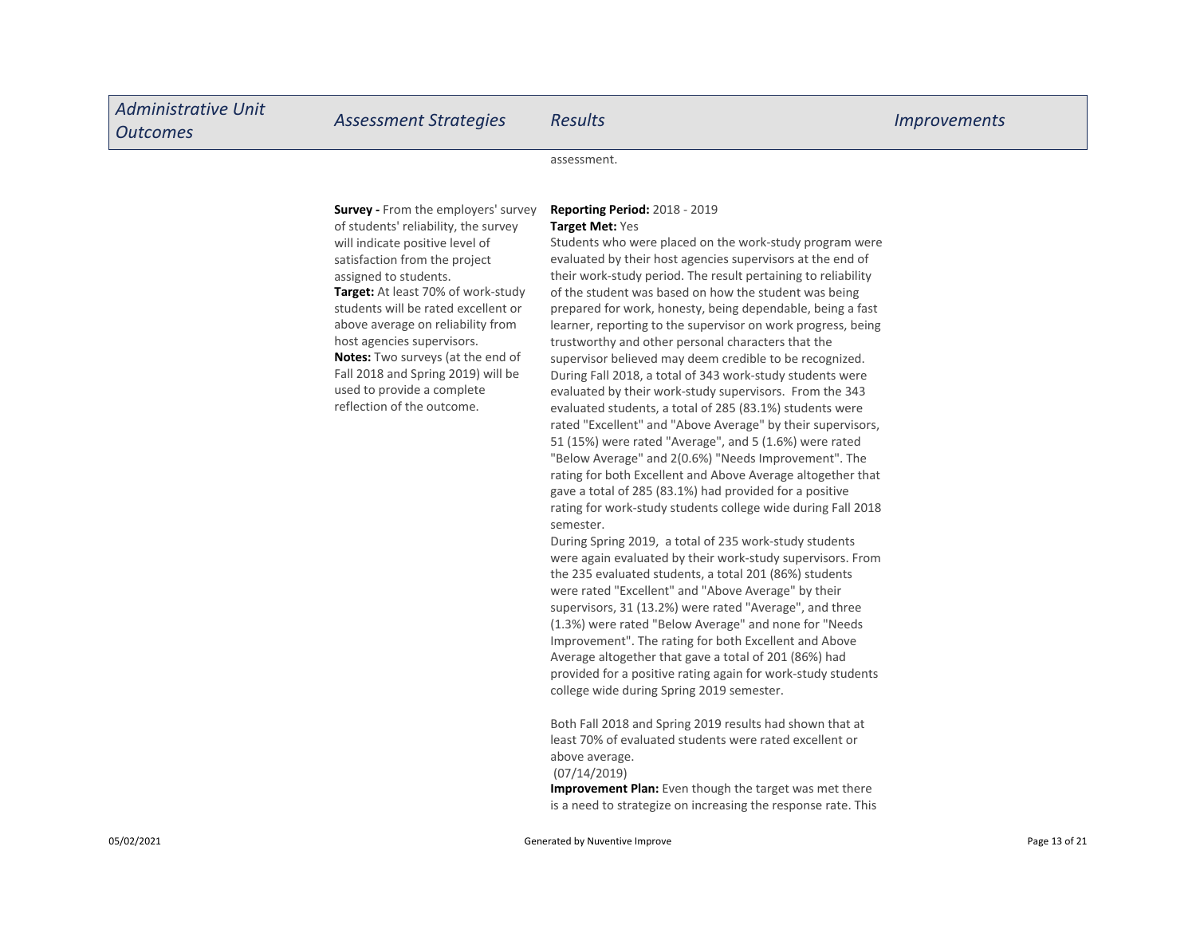| Administrative Unit Outcomes | Assessment Strategies | Results | Improvements |
|---|---|---|---|
| | | assessment. | |
| | **Survey -** From the employers' survey of students' reliability, the survey will indicate positive level of satisfaction from the project assigned to students.<br>**Target:** At least 70% of work-study students will be rated excellent or above average on reliability from host agencies supervisors.<br>**Notes:** Two surveys (at the end of Fall 2018 and Spring 2019) will be used to provide a complete reflection of the outcome. | **Reporting Period:** 2018 - 2019<br>**Target Met:** Yes<br>Students who were placed on the work-study program were evaluated by their host agencies supervisors at the end of their work-study period. The result pertaining to reliability of the student was based on how the student was being prepared for work, honesty, being dependable, being a fast learner, reporting to the supervisor on work progress, being trustworthy and other personal characters that the supervisor believed may deem credible to be recognized. During Fall 2018, a total of 343 work-study students were evaluated by their work-study supervisors. From the 343 evaluated students, a total of 285 (83.1%) students were rated "Excellent" and "Above Average" by their supervisors, 51 (15%) were rated "Average", and 5 (1.6%) were rated "Below Average" and 2(0.6%) "Needs Improvement". The rating for both Excellent and Above Average altogether that gave a total of 285 (83.1%) had provided for a positive rating for work-study students college wide during Fall 2018 semester.<br>During Spring 2019, a total of 235 work-study students were again evaluated by their work-study supervisors. From the 235 evaluated students, a total 201 (86%) students were rated "Excellent" and "Above Average" by their supervisors, 31 (13.2%) were rated "Average", and three (1.3%) were rated "Below Average" and none for "Needs Improvement". The rating for both Excellent and Above Average altogether that gave a total of 201 (86%) had provided for a positive rating again for work-study students college wide during Spring 2019 semester.<br><br>Both Fall 2018 and Spring 2019 results had shown that at least 70% of evaluated students were rated excellent or above average.<br>(07/14/2019)<br>**Improvement Plan:** Even though the target was met there is a need to strategize on increasing the response rate. This | |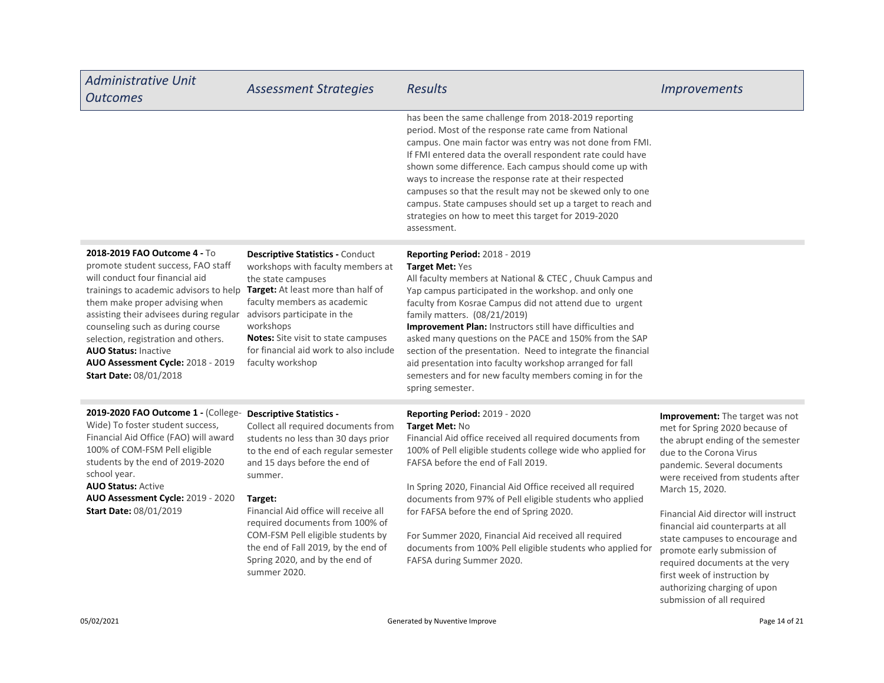| Administrative Unit Outcomes | Assessment Strategies | Results | Improvements |
|---|---|---|---|
| | | has been the same challenge from 2018-2019 reporting period. Most of the response rate came from National campus. One main factor was entry was not done from FMI. If FMI entered data the overall respondent rate could have shown some difference. Each campus should come up with ways to increase the response rate at their respected campuses so that the result may not be skewed only to one campus. State campuses should set up a target to reach and strategies on how to meet this target for 2019-2020 assessment. | |
| **2018-2019 FAO Outcome 4 -** To promote student success, FAO staff will conduct four financial aid trainings to academic advisors to help them make proper advising when assisting their advisees during regular counseling such as during course selection, registration and others.<br>**AUO Status:** Inactive<br>**AUO Assessment Cycle:** 2018 - 2019<br>**Start Date:** 08/01/2018 | **Descriptive Statistics -** Conduct workshops with faculty members at the state campuses<br>**Target:** At least more than half of faculty members as academic advisors participate in the workshops<br>**Notes:** Site visit to state campuses for financial aid work to also include faculty workshop | **Reporting Period:** 2018 - 2019<br>**Target Met:** Yes<br>All faculty members at National & CTEC , Chuuk Campus and Yap campus participated in the workshop. and only one faculty from Kosrae Campus did not attend due to urgent family matters. (08/21/2019)<br>**Improvement Plan:** Instructors still have difficulties and asked many questions on the PACE and 150% from the SAP section of the presentation. Need to integrate the financial aid presentation into faculty workshop arranged for fall semesters and for new faculty members coming in for the spring semester. | |
| **2019-2020 FAO Outcome 1 -** (College-Wide) To foster student success, Financial Aid Office (FAO) will award 100% of COM-FSM Pell eligible students by the end of 2019-2020 school year.<br>**AUO Status:** Active<br>**AUO Assessment Cycle:** 2019 - 2020<br>**Start Date:** 08/01/2019 | **Descriptive Statistics -**<br>Collect all required documents from students no less than 30 days prior to the end of each regular semester and 15 days before the end of summer.<br><br>**Target:**<br>Financial Aid office will receive all required documents from 100% of COM-FSM Pell eligible students by the end of Fall 2019, by the end of Spring 2020, and by the end of summer 2020. | **Reporting Period:** 2019 - 2020<br>**Target Met:** No<br>Financial Aid office received all required documents from 100% of Pell eligible students college wide who applied for FAFSA before the end of Fall 2019.<br><br>In Spring 2020, Financial Aid Office received all required documents from 97% of Pell eligible students who applied for FAFSA before the end of Spring 2020.<br><br>For Summer 2020, Financial Aid received all required documents from 100% Pell eligible students who applied for FAFSA during Summer 2020. | **Improvement:** The target was not met for Spring 2020 because of the abrupt ending of the semester due to the Corona Virus pandemic. Several documents were received from students after March 15, 2020.<br><br>Financial Aid director will instruct financial aid counterparts at all state campuses to encourage and promote early submission of required documents at the very first week of instruction by authorizing charging of upon submission of all required |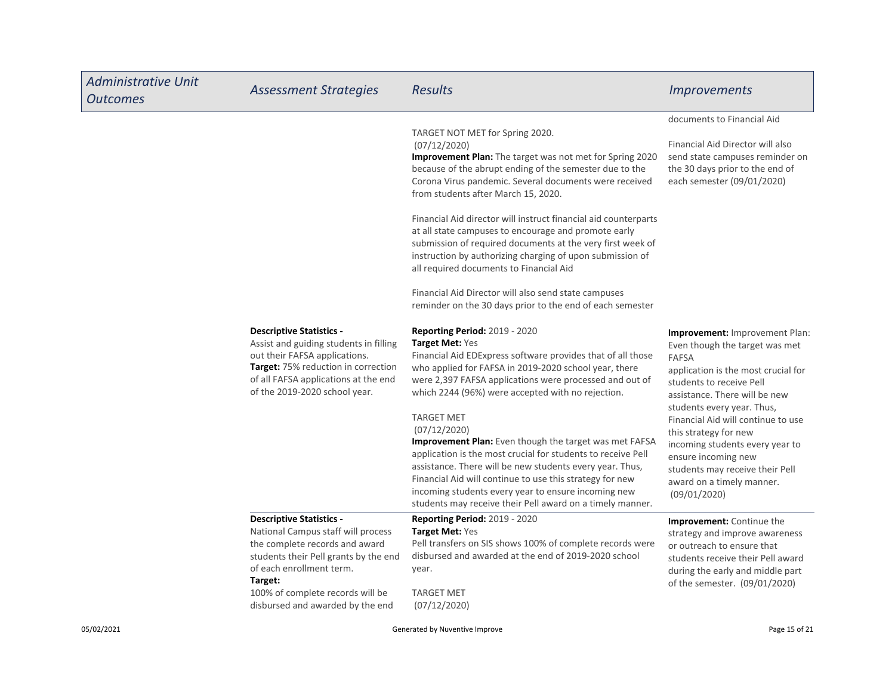| Administrative Unit Outcomes | Assessment Strategies | Results | Improvements |
| --- | --- | --- | --- |
| | | TARGET NOT MET for Spring 2020.<br>(07/12/2020)<br>**Improvement Plan:** The target was not met for Spring 2020 because of the abrupt ending of the semester due to the Corona Virus pandemic. Several documents were received from students after March 15, 2020.<br><br>Financial Aid director will instruct financial aid counterparts at all state campuses to encourage and promote early submission of required documents at the very first week of instruction by authorizing charging of upon submission of all required documents to Financial Aid<br><br>Financial Aid Director will also send state campuses reminder on the 30 days prior to the end of each semester | documents to Financial Aid<br><br>Financial Aid Director will also send state campuses reminder on the 30 days prior to the end of each semester (09/01/2020) |
| | **Descriptive Statistics -**<br>Assist and guiding students in filling out their FAFSA applications.<br>**Target:** 75% reduction in correction of all FAFSA applications at the end of the 2019-2020 school year. | **Reporting Period:** 2019 - 2020<br>**Target Met:** Yes<br>Financial Aid EDExpress software provides that of all those who applied for FAFSA in 2019-2020 school year, there were 2,397 FAFSA applications were processed and out of which 2244 (96%) were accepted with no rejection.<br><br>TARGET MET<br>(07/12/2020)<br>**Improvement Plan:** Even though the target was met FAFSA application is the most crucial for students to receive Pell assistance. There will be new students every year. Thus, Financial Aid will continue to use this strategy for new incoming students every year to ensure incoming new students may receive their Pell award on a timely manner. | **Improvement:** Improvement Plan: Even though the target was met FAFSA application is the most crucial for students to receive Pell assistance. There will be new students every year. Thus, Financial Aid will continue to use this strategy for new incoming students every year to ensure incoming new students may receive their Pell award on a timely manner.<br>(09/01/2020) |
| | **Descriptive Statistics -**<br>National Campus staff will process the complete records and award students their Pell grants by the end of each enrollment term.<br>**Target:**<br>100% of complete records will be disbursed and awarded by the end | **Reporting Period:** 2019 - 2020<br>**Target Met:** Yes<br>Pell transfers on SIS shows 100% of complete records were disbursed and awarded at the end of 2019-2020 school year.<br><br>TARGET MET<br>(07/12/2020) | **Improvement:** Continue the strategy and improve awareness or outreach to ensure that students receive their Pell award during the early and middle part of the semester. (09/01/2020) |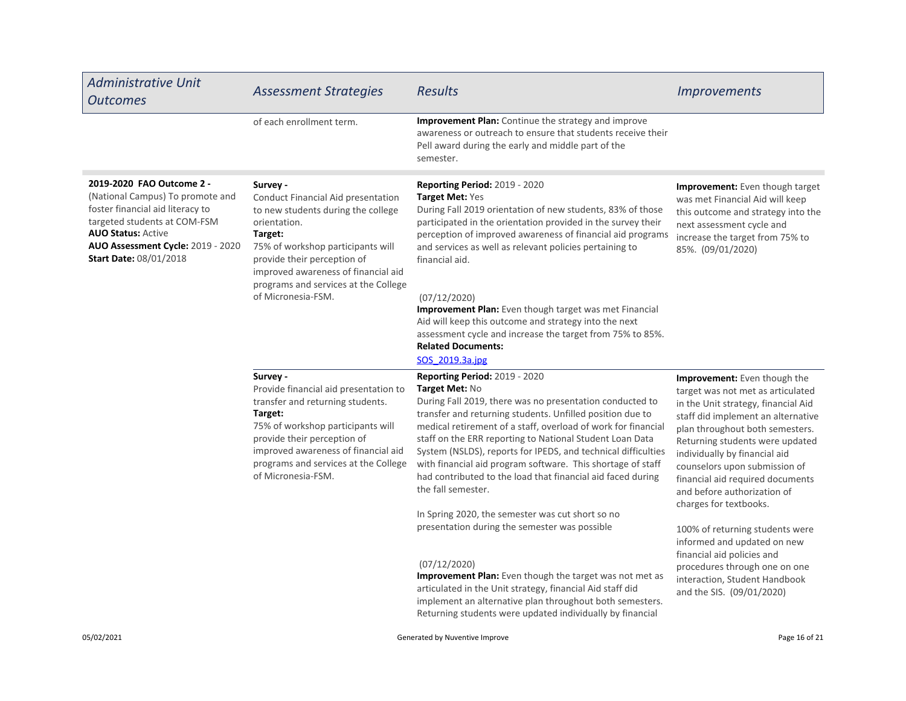| Administrative Unit Outcomes | Assessment Strategies | Results | Improvements |
|---|---|---|---|
| | of each enrollment term. | **Improvement Plan:** Continue the strategy and improve awareness or outreach to ensure that students receive their Pell award during the early and middle part of the semester. | |
| **2019-2020 FAO Outcome 2 -** (National Campus) To promote and foster financial aid literacy to targeted students at COM-FSM<br>**AUO Status:** Active<br>**AUO Assessment Cycle:** 2019 - 2020<br>**Start Date:** 08/01/2018 | **Survey -**<br>Conduct Financial Aid presentation to new students during the college orientation.<br>**Target:**<br>75% of workshop participants will provide their perception of improved awareness of financial aid programs and services at the College of Micronesia-FSM. | **Reporting Period:** 2019 - 2020<br>**Target Met:** Yes<br>During Fall 2019 orientation of new students, 83% of those participated in the orientation provided in the survey their perception of improved awareness of financial aid programs and services as well as relevant policies pertaining to financial aid.<br><br>(07/12/2020)<br>**Improvement Plan:** Even though target was met Financial Aid will keep this outcome and strategy into the next assessment cycle and increase the target from 75% to 85%.<br>**Related Documents:**<br>SOS_2019.3a.jpg | **Improvement:** Even though target was met Financial Aid will keep this outcome and strategy into the next assessment cycle and increase the target from 75% to 85%. (09/01/2020) |
| | **Survey -**<br>Provide financial aid presentation to transfer and returning students.<br>**Target:**<br>75% of workshop participants will provide their perception of improved awareness of financial aid programs and services at the College of Micronesia-FSM. | **Reporting Period:** 2019 - 2020<br>**Target Met:** No<br>During Fall 2019, there was no presentation conducted to transfer and returning students. Unfilled position due to medical retirement of a staff, overload of work for financial staff on the ERR reporting to National Student Loan Data System (NSLDS), reports for IPEDS, and technical difficulties with financial aid program software. This shortage of staff had contributed to the load that financial aid faced during the fall semester.<br><br>In Spring 2020, the semester was cut short so no presentation during the semester was possible<br><br>(07/12/2020)<br>**Improvement Plan:** Even though the target was not met as articulated in the Unit strategy, financial Aid staff did implement an alternative plan throughout both semesters. Returning students were updated individually by financial | **Improvement:** Even though the target was not met as articulated in the Unit strategy, financial Aid staff did implement an alternative plan throughout both semesters. Returning students were updated individually by financial aid counselors upon submission of financial aid required documents and before authorization of charges for textbooks.<br><br>100% of returning students were informed and updated on new financial aid policies and procedures through one on one interaction, Student Handbook and the SIS. (09/01/2020) |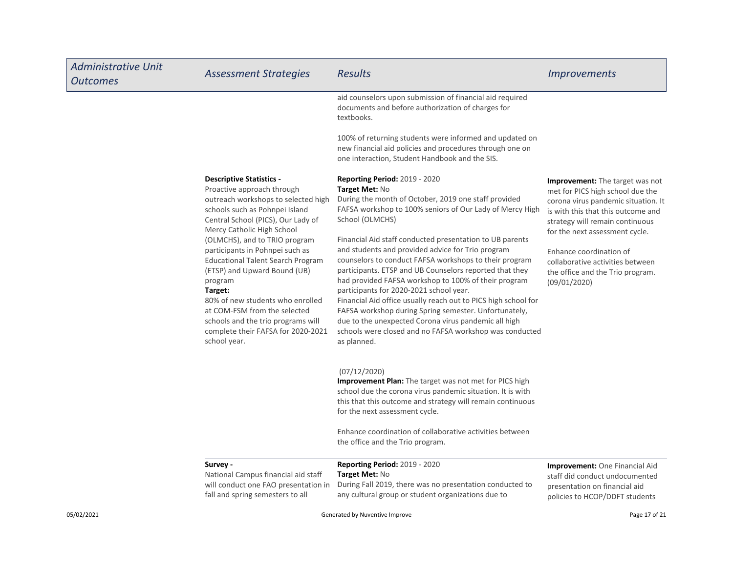| Administrative Unit Outcomes | Assessment Strategies | Results | Improvements |
|---|---|---|---|
| | | aid counselors upon submission of financial aid required documents and before authorization of charges for textbooks.<br><br>100% of returning students were informed and updated on new financial aid policies and procedures through one on one interaction, Student Handbook and the SIS. | |
| | **Descriptive Statistics -**<br>Proactive approach through outreach workshops to selected high schools such as Pohnpei Island Central School (PICS), Our Lady of Mercy Catholic High School (OLMCHS), and to TRIO program participants in Pohnpei such as Educational Talent Search Program (ETSP) and Upward Bound (UB) program<br>**Target:**<br>80% of new students who enrolled at COM-FSM from the selected schools and the trio programs will complete their FAFSA for 2020-2021 school year. | **Reporting Period:** 2019 - 2020<br>**Target Met:** No<br>During the month of October, 2019 one staff provided FAFSA workshop to 100% seniors of Our Lady of Mercy High School (OLMCHS)<br><br>Financial Aid staff conducted presentation to UB parents and students and provided advice for Trio program counselors to conduct FAFSA workshops to their program participants. ETSP and UB Counselors reported that they had provided FAFSA workshop to 100% of their program participants for 2020-2021 school year.<br>Financial Aid office usually reach out to PICS high school for FAFSA workshop during Spring semester. Unfortunately, due to the unexpected Corona virus pandemic all high schools were closed and no FAFSA workshop was conducted as planned.<br><br>(07/12/2020)<br>**Improvement Plan:** The target was not met for PICS high school due the corona virus pandemic situation. It is with this that this outcome and strategy will remain continuous for the next assessment cycle.<br><br>Enhance coordination of collaborative activities between the office and the Trio program. | **Improvement:** The target was not met for PICS high school due the corona virus pandemic situation. It is with this that this outcome and strategy will remain continuous for the next assessment cycle.<br><br>Enhance coordination of collaborative activities between the office and the Trio program. (09/01/2020) |
| | **Survey -**<br>National Campus financial aid staff will conduct one FAO presentation in fall and spring semesters to all | **Reporting Period:** 2019 - 2020<br>**Target Met:** No<br>During Fall 2019, there was no presentation conducted to any cultural group or student organizations due to | **Improvement:** One Financial Aid staff did conduct undocumented presentation on financial aid policies to HCOP/DDFT students |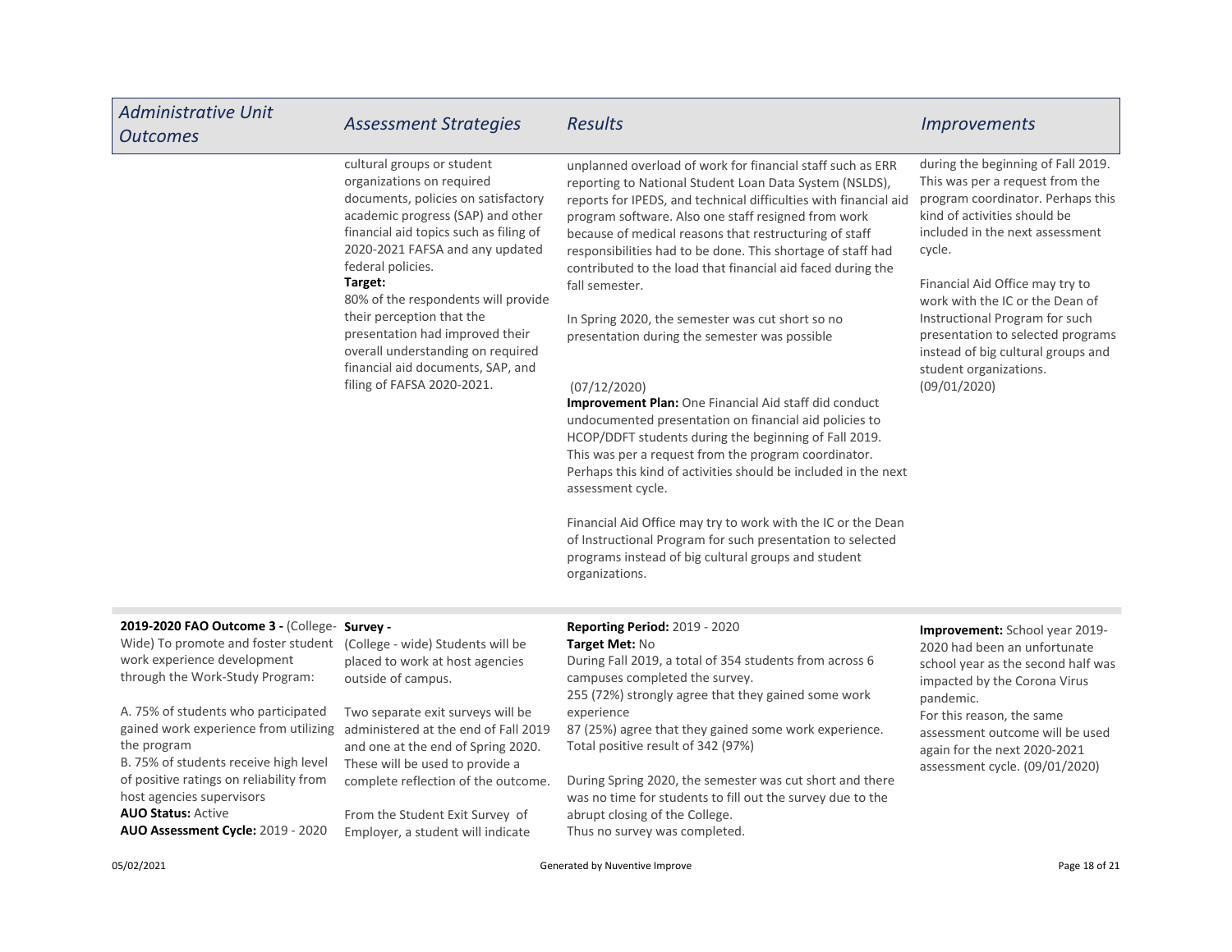| Administrative Unit Outcomes | Assessment Strategies | Results | Improvements |
|---|---|---|---|
| | cultural groups or student organizations on required documents, policies on satisfactory academic progress (SAP) and other financial aid topics such as filing of 2020-2021 FAFSA and any updated federal policies.<br>**Target:**<br>80% of the respondents will provide their perception that the presentation had improved their overall understanding on required financial aid documents, SAP, and filing of FAFSA 2020-2021. | unplanned overload of work for financial staff such as ERR reporting to National Student Loan Data System (NSLDS), reports for IPEDS, and technical difficulties with financial aid program software. Also one staff resigned from work because of medical reasons that restructuring of staff responsibilities had to be done. This shortage of staff had contributed to the load that financial aid faced during the fall semester.<br><br>In Spring 2020, the semester was cut short so no presentation during the semester was possible<br><br>(07/12/2020)<br>**Improvement Plan:** One Financial Aid staff did conduct undocumented presentation on financial aid policies to HCOP/DDFT students during the beginning of Fall 2019. This was per a request from the program coordinator. Perhaps this kind of activities should be included in the next assessment cycle.<br><br>Financial Aid Office may try to work with the IC or the Dean of Instructional Program for such presentation to selected programs instead of big cultural groups and student organizations. | during the beginning of Fall 2019. This was per a request from the program coordinator. Perhaps this kind of activities should be included in the next assessment cycle.<br><br>Financial Aid Office may try to work with the IC or the Dean of Instructional Program for such presentation to selected programs instead of big cultural groups and student organizations.<br>(09/01/2020) |
| **2019-2020 FAO Outcome 3 -** (College-Wide) To promote and foster student work experience development through the Work-Study Program:<br><br>A. 75% of students who participated gained work experience from utilizing the program<br>B. 75% of students receive high level of positive ratings on reliability from host agencies supervisors<br>**AUO Status:** Active<br>**AUO Assessment Cycle:** 2019 - 2020 | **Survey -**<br>(College - wide) Students will be placed to work at host agencies outside of campus.<br><br>Two separate exit surveys will be administered at the end of Fall 2019 and one at the end of Spring 2020. These will be used to provide a complete reflection of the outcome.<br><br>From the Student Exit Survey of Employer, a student will indicate | **Reporting Period:** 2019 - 2020<br>**Target Met:** No<br>During Fall 2019, a total of 354 students from across 6 campuses completed the survey.<br>255 (72%) strongly agree that they gained some work experience<br>87 (25%) agree that they gained some work experience.<br>Total positive result of 342 (97%)<br><br>During Spring 2020, the semester was cut short and there was no time for students to fill out the survey due to the abrupt closing of the College.<br>Thus no survey was completed. | **Improvement:** School year 2019-2020 had been an unfortunate school year as the second half was impacted by the Corona Virus pandemic.<br>For this reason, the same assessment outcome will be used again for the next 2020-2021 assessment cycle. (09/01/2020) |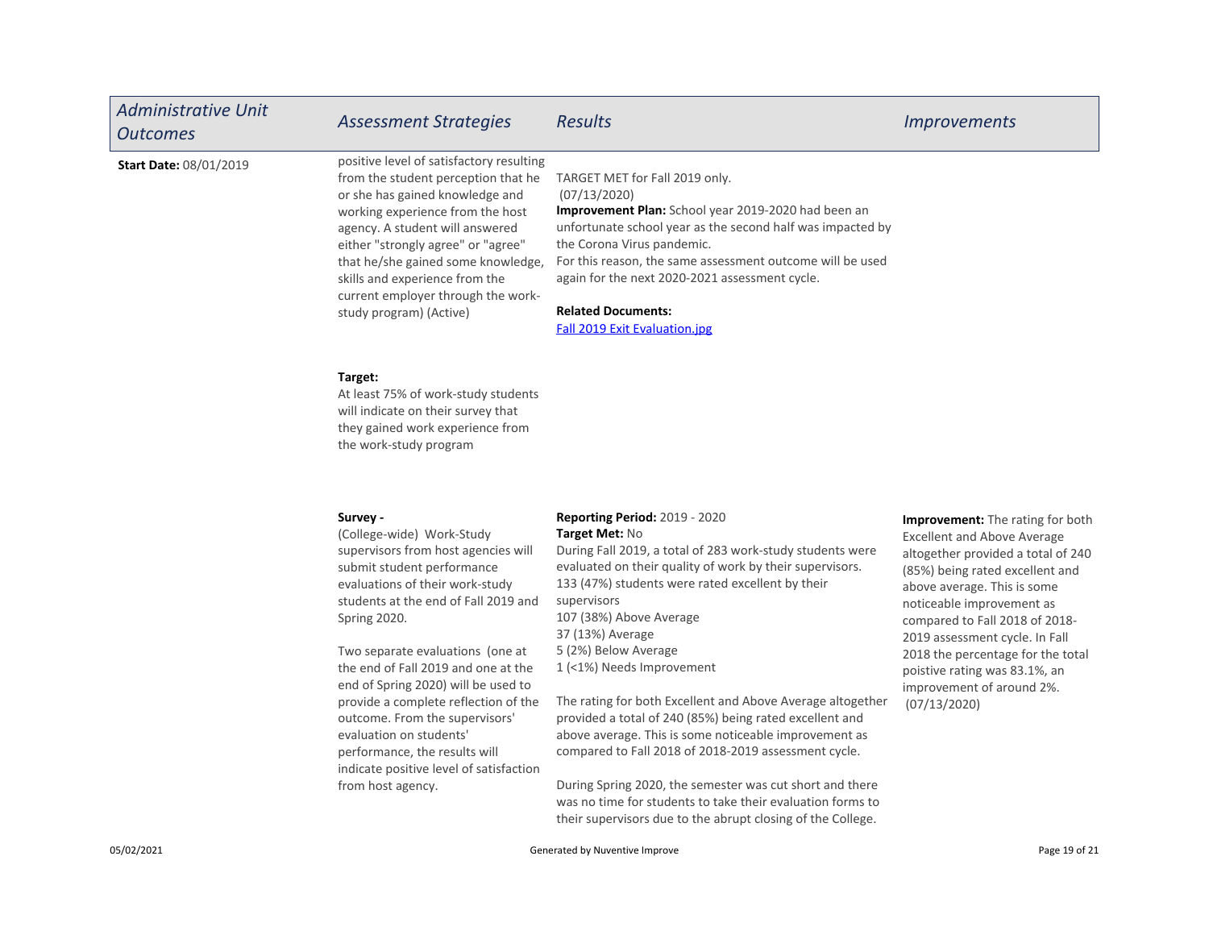| Administrative Unit Outcomes | Assessment Strategies | Results | Improvements |
|---|---|---|---|
| **Start Date:** 08/01/2019 | positive level of satisfactory resulting from the student perception that he or she has gained knowledge and working experience from the host agency. A student will answered either "strongly agree" or "agree" that he/she gained some knowledge, skills and experience from the current employer through the work-study program) (Active)<br><br>**Target:**<br>At least 75% of work-study students will indicate on their survey that they gained work experience from the work-study program | TARGET MET for Fall 2019 only.<br>(07/13/2020)<br>**Improvement Plan:** School year 2019-2020 had been an unfortunate school year as the second half was impacted by the Corona Virus pandemic.<br>For this reason, the same assessment outcome will be used again for the next 2020-2021 assessment cycle.<br><br>**Related Documents:**<br>Fall 2019 Exit Evaluation.jpg | |
| | **Survey -**<br>(College-wide) Work-Study supervisors from host agencies will submit student performance evaluations of their work-study students at the end of Fall 2019 and Spring 2020.<br><br>Two separate evaluations (one at the end of Fall 2019 and one at the end of Spring 2020) will be used to provide a complete reflection of the outcome. From the supervisors' evaluation on students' performance, the results will indicate positive level of satisfaction from host agency. | **Reporting Period:** 2019 - 2020<br>**Target Met:** No<br>During Fall 2019, a total of 283 work-study students were evaluated on their quality of work by their supervisors.<br>133 (47%) students were rated excellent by their supervisors<br>107 (38%) Above Average<br>37 (13%) Average<br>5 (2%) Below Average<br>1 (<1%) Needs Improvement<br><br>The rating for both Excellent and Above Average altogether provided a total of 240 (85%) being rated excellent and above average. This is some noticeable improvement as compared to Fall 2018 of 2018-2019 assessment cycle.<br><br>During Spring 2020, the semester was cut short and there was no time for students to take their evaluation forms to their supervisors due to the abrupt closing of the College. | **Improvement:** The rating for both Excellent and Above Average altogether provided a total of 240 (85%) being rated excellent and above average. This is some noticeable improvement as compared to Fall 2018 of 2018-2019 assessment cycle. In Fall 2018 the percentage for the total poistive rating was 83.1%, an improvement of around 2%.<br>(07/13/2020) |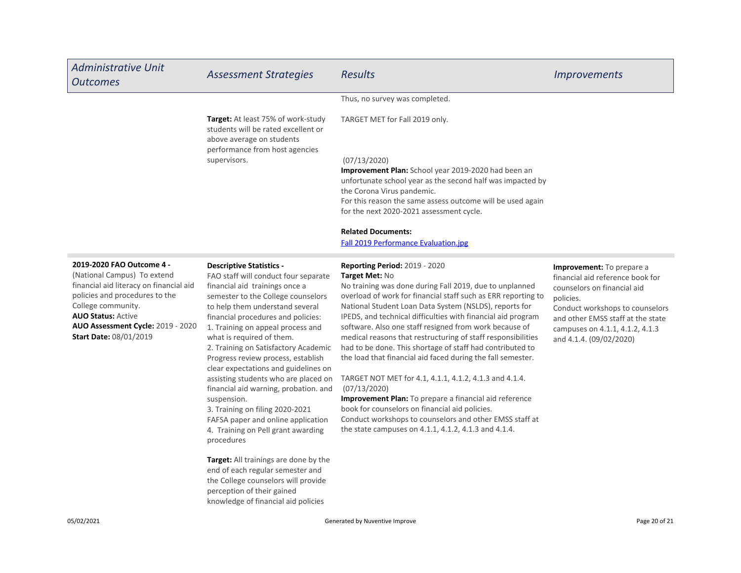| Administrative Unit Outcomes | Assessment Strategies | Results | Improvements |
| --- | --- | --- | --- |
| | | Thus, no survey was completed. | |
| | **Target:** At least 75% of work-study students will be rated excellent or above average on students performance from host agencies supervisors. | TARGET MET for Fall 2019 only.<br><br>(07/13/2020)<br>**Improvement Plan:** School year 2019-2020 had been an unfortunate school year as the second half was impacted by the Corona Virus pandemic.<br>For this reason the same assess outcome will be used again for the next 2020-2021 assessment cycle.<br><br>**Related Documents:**<br>Fall 2019 Performance Evaluation.jpg | |
| **2019-2020 FAO Outcome 4 -** (National Campus) To extend financial aid literacy on financial aid policies and procedures to the College community.<br>**AUO Status:** Active<br>**AUO Assessment Cycle:** 2019 - 2020<br>**Start Date:** 08/01/2019 | **Descriptive Statistics -** FAO staff will conduct four separate financial aid trainings once a semester to the College counselors to help them understand several financial procedures and policies:<br>1. Training on appeal process and what is required of them.<br>2. Training on Satisfactory Academic Progress review process, establish clear expectations and guidelines on assisting students who are placed on financial aid warning, probation. and suspension.<br>3. Training on filing 2020-2021 FAFSA paper and online application<br>4. Training on Pell grant awarding procedures<br><br>**Target:** All trainings are done by the end of each regular semester and the College counselors will provide perception of their gained knowledge of financial aid policies | **Reporting Period:** 2019 - 2020<br>**Target Met:** No<br>No training was done during Fall 2019, due to unplanned overload of work for financial staff such as ERR reporting to National Student Loan Data System (NSLDS), reports for IPEDS, and technical difficulties with financial aid program software. Also one staff resigned from work because of medical reasons that restructuring of staff responsibilities had to be done. This shortage of staff had contributed to the load that financial aid faced during the fall semester.<br><br>TARGET NOT MET for 4.1, 4.1.1, 4.1.2, 4.1.3 and 4.1.4.<br>(07/13/2020)<br>**Improvement Plan:** To prepare a financial aid reference book for counselors on financial aid policies.<br>Conduct workshops to counselors and other EMSS staff at the state campuses on 4.1.1, 4.1.2, 4.1.3 and 4.1.4. | **Improvement:** To prepare a financial aid reference book for counselors on financial aid policies.<br>Conduct workshops to counselors and other EMSS staff at the state campuses on 4.1.1, 4.1.2, 4.1.3 and 4.1.4. (09/02/2020) |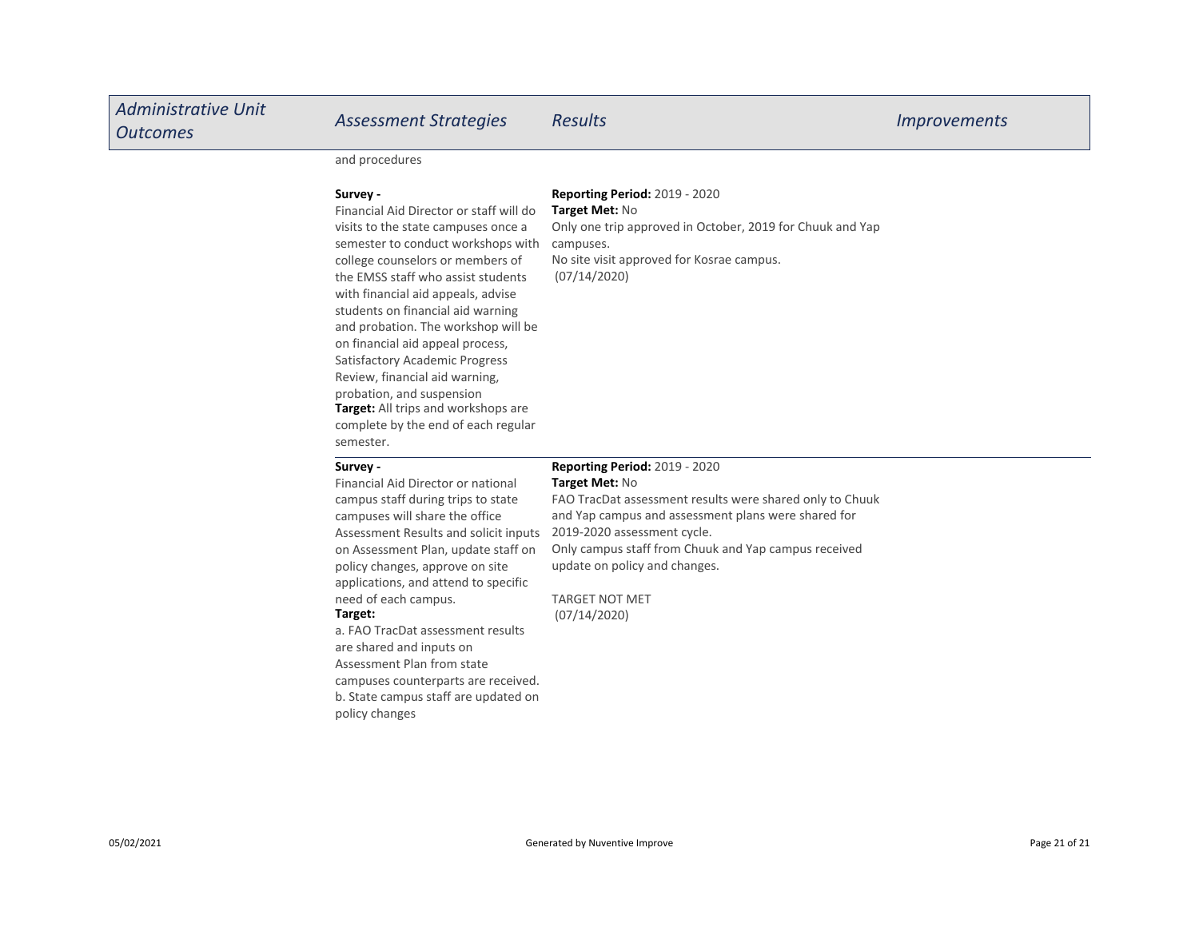| Administrative Unit Outcomes | Assessment Strategies | Results | Improvements |
|---|---|---|---|
| | and procedures | | |
| | **Survey -** Financial Aid Director or staff will do visits to the state campuses once a semester to conduct workshops with college counselors or members of the EMSS staff who assist students with financial aid appeals, advise students on financial aid warning and probation. The workshop will be on financial aid appeal process, Satisfactory Academic Progress Review, financial aid warning, probation, and suspension<br>**Target:** All trips and workshops are complete by the end of each regular semester. | **Reporting Period:** 2019 - 2020<br>**Target Met:** No<br>Only one trip approved in October, 2019 for Chuuk and Yap campuses.<br>No site visit approved for Kosrae campus.<br>(07/14/2020) | |
| | **Survey -** Financial Aid Director or national campus staff during trips to state campuses will share the office Assessment Results and solicit inputs on Assessment Plan, update staff on policy changes, approve on site applications, and attend to specific need of each campus.<br>**Target:**<br>a. FAO TracDat assessment results are shared and inputs on Assessment Plan from state campuses counterparts are received.<br>b. State campus staff are updated on policy changes | **Reporting Period:** 2019 - 2020<br>**Target Met:** No<br>FAO TracDat assessment results were shared only to Chuuk and Yap campus and assessment plans were shared for 2019-2020 assessment cycle.<br>Only campus staff from Chuuk and Yap campus received update on policy and changes.<br><br>TARGET NOT MET<br>(07/14/2020) | |